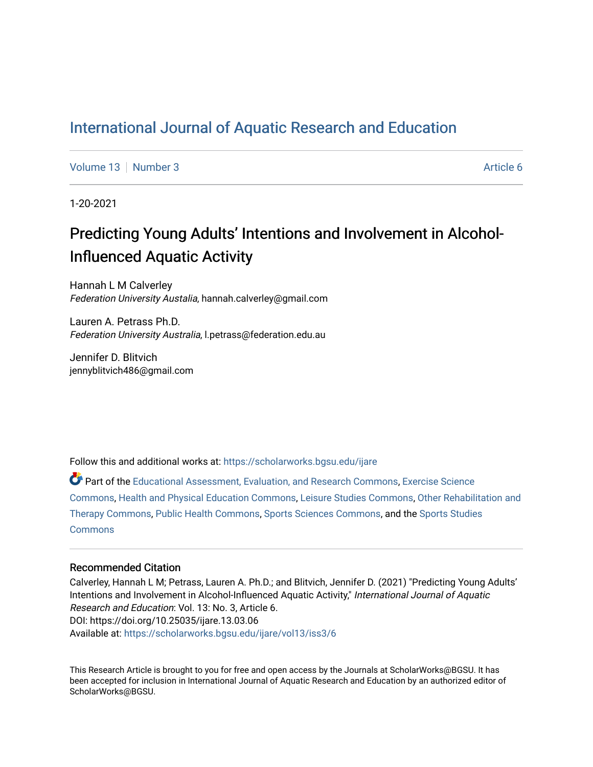# International Journal of Aquatic Research and Education

Volume 13 | Number 3 | Article 6

1-20-2021

## Predicting Young Adults' Intentions and Involvement in Alcohol-Influenced Aquatic Activity

Hannah L M Calverley
*Federation University Austalia*, hannah.calverley@gmail.com

Lauren A. Petrass Ph.D.
*Federation University Australia*, l.petrass@federation.edu.au

Jennifer D. Blitvich
jennyblitvich486@gmail.com

Follow this and additional works at: https://scholarworks.bgsu.edu/ijare

Part of the Educational Assessment, Evaluation, and Research Commons, Exercise Science Commons, Health and Physical Education Commons, Leisure Studies Commons, Other Rehabilitation and Therapy Commons, Public Health Commons, Sports Sciences Commons, and the Sports Studies Commons

### Recommended Citation

Calverley, Hannah L M; Petrass, Lauren A. Ph.D.; and Blitvich, Jennifer D. (2021) "Predicting Young Adults' Intentions and Involvement in Alcohol-Influenced Aquatic Activity," *International Journal of Aquatic Research and Education*: Vol. 13: No. 3, Article 6.
DOI: https://doi.org/10.25035/ijare.13.03.06
Available at: https://scholarworks.bgsu.edu/ijare/vol13/iss3/6

This Research Article is brought to you for free and open access by the Journals at ScholarWorks@BGSU. It has been accepted for inclusion in International Journal of Aquatic Research and Education by an authorized editor of ScholarWorks@BGSU.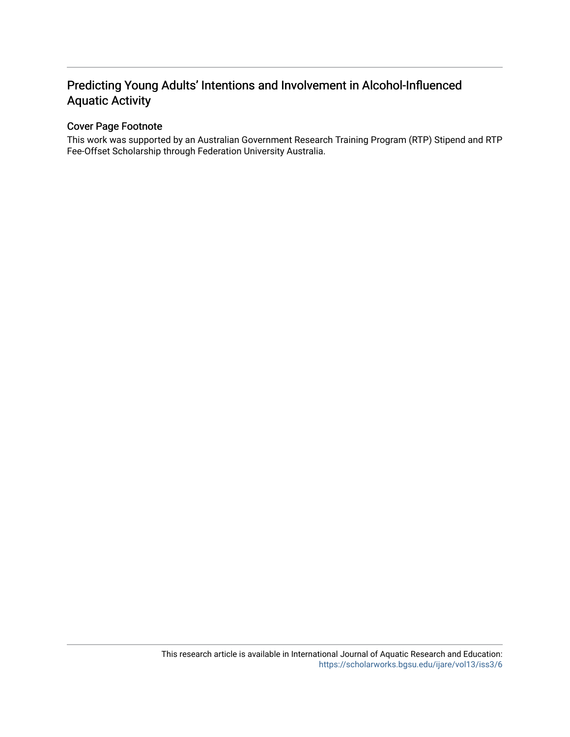# Predicting Young Adults' Intentions and Involvement in Alcohol-Influenced Aquatic Activity

## Cover Page Footnote

This work was supported by an Australian Government Research Training Program (RTP) Stipend and RTP Fee-Offset Scholarship through Federation University Australia.

This research article is available in International Journal of Aquatic Research and Education: https://scholarworks.bgsu.edu/ijare/vol13/iss3/6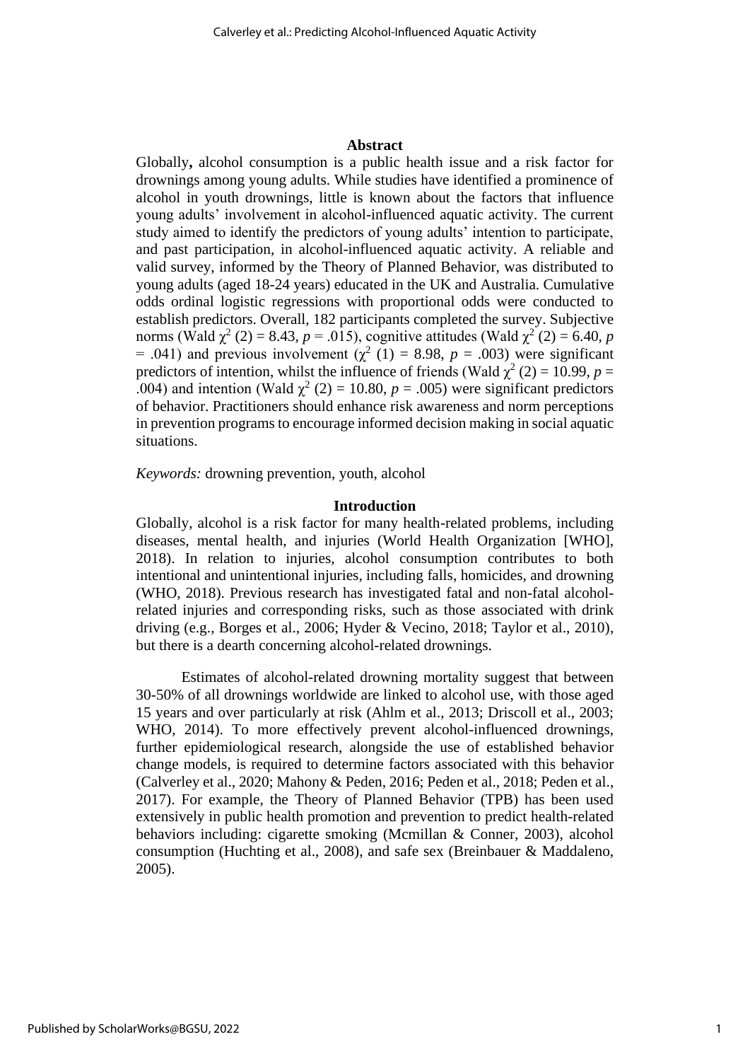## Abstract

Globally**,** alcohol consumption is a public health issue and a risk factor for drownings among young adults. While studies have identified a prominence of alcohol in youth drownings, little is known about the factors that influence young adults' involvement in alcohol-influenced aquatic activity. The current study aimed to identify the predictors of young adults' intention to participate, and past participation, in alcohol-influenced aquatic activity. A reliable and valid survey, informed by the Theory of Planned Behavior, was distributed to young adults (aged 18-24 years) educated in the UK and Australia. Cumulative odds ordinal logistic regressions with proportional odds were conducted to establish predictors. Overall, 182 participants completed the survey. Subjective norms (Wald $\chi^2$ (2) = 8.43, $p$ = .015), cognitive attitudes (Wald $\chi^2$ (2) = 6.40, $p$ = .041) and previous involvement ($\chi^2$ (1) = 8.98, $p$ = .003) were significant predictors of intention, whilst the influence of friends (Wald $\chi^2$ (2) = 10.99, $p$ = .004) and intention (Wald $\chi^2$ (2) = 10.80, $p$ = .005) were significant predictors of behavior. Practitioners should enhance risk awareness and norm perceptions in prevention programs to encourage informed decision making in social aquatic situations.

*Keywords:* drowning prevention, youth, alcohol

## Introduction

Globally, alcohol is a risk factor for many health-related problems, including diseases, mental health, and injuries (World Health Organization [WHO], 2018). In relation to injuries, alcohol consumption contributes to both intentional and unintentional injuries, including falls, homicides, and drowning (WHO, 2018). Previous research has investigated fatal and non-fatal alcohol-related injuries and corresponding risks, such as those associated with drink driving (e.g., Borges et al., 2006; Hyder & Vecino, 2018; Taylor et al., 2010), but there is a dearth concerning alcohol-related drownings.

Estimates of alcohol-related drowning mortality suggest that between 30-50% of all drownings worldwide are linked to alcohol use, with those aged 15 years and over particularly at risk (Ahlm et al., 2013; Driscoll et al., 2003; WHO, 2014). To more effectively prevent alcohol-influenced drownings, further epidemiological research, alongside the use of established behavior change models, is required to determine factors associated with this behavior (Calverley et al., 2020; Mahony & Peden, 2016; Peden et al., 2018; Peden et al., 2017). For example, the Theory of Planned Behavior (TPB) has been used extensively in public health promotion and prevention to predict health-related behaviors including: cigarette smoking (Mcmillan & Conner, 2003), alcohol consumption (Huchting et al., 2008), and safe sex (Breinbauer & Maddaleno, 2005).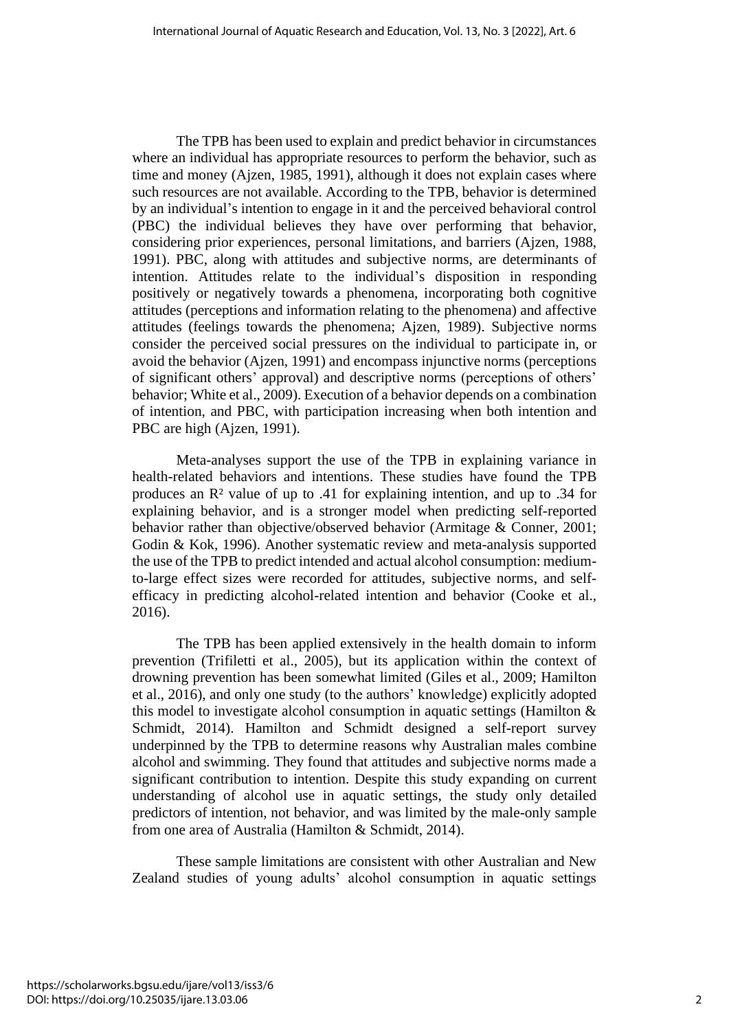The TPB has been used to explain and predict behavior in circumstances where an individual has appropriate resources to perform the behavior, such as time and money (Ajzen, 1985, 1991), although it does not explain cases where such resources are not available. According to the TPB, behavior is determined by an individual's intention to engage in it and the perceived behavioral control (PBC) the individual believes they have over performing that behavior, considering prior experiences, personal limitations, and barriers (Ajzen, 1988, 1991). PBC, along with attitudes and subjective norms, are determinants of intention. Attitudes relate to the individual's disposition in responding positively or negatively towards a phenomena, incorporating both cognitive attitudes (perceptions and information relating to the phenomena) and affective attitudes (feelings towards the phenomena; Ajzen, 1989). Subjective norms consider the perceived social pressures on the individual to participate in, or avoid the behavior (Ajzen, 1991) and encompass injunctive norms (perceptions of significant others' approval) and descriptive norms (perceptions of others' behavior; White et al., 2009). Execution of a behavior depends on a combination of intention, and PBC, with participation increasing when both intention and PBC are high (Ajzen, 1991).

Meta-analyses support the use of the TPB in explaining variance in health-related behaviors and intentions. These studies have found the TPB produces an $R^2$ value of up to .41 for explaining intention, and up to .34 for explaining behavior, and is a stronger model when predicting self-reported behavior rather than objective/observed behavior (Armitage & Conner, 2001; Godin & Kok, 1996). Another systematic review and meta-analysis supported the use of the TPB to predict intended and actual alcohol consumption: medium-to-large effect sizes were recorded for attitudes, subjective norms, and self-efficacy in predicting alcohol-related intention and behavior (Cooke et al., 2016).

The TPB has been applied extensively in the health domain to inform prevention (Trifiletti et al., 2005), but its application within the context of drowning prevention has been somewhat limited (Giles et al., 2009; Hamilton et al., 2016), and only one study (to the authors' knowledge) explicitly adopted this model to investigate alcohol consumption in aquatic settings (Hamilton & Schmidt, 2014). Hamilton and Schmidt designed a self-report survey underpinned by the TPB to determine reasons why Australian males combine alcohol and swimming. They found that attitudes and subjective norms made a significant contribution to intention. Despite this study expanding on current understanding of alcohol use in aquatic settings, the study only detailed predictors of intention, not behavior, and was limited by the male-only sample from one area of Australia (Hamilton & Schmidt, 2014).

These sample limitations are consistent with other Australian and New Zealand studies of young adults' alcohol consumption in aquatic settings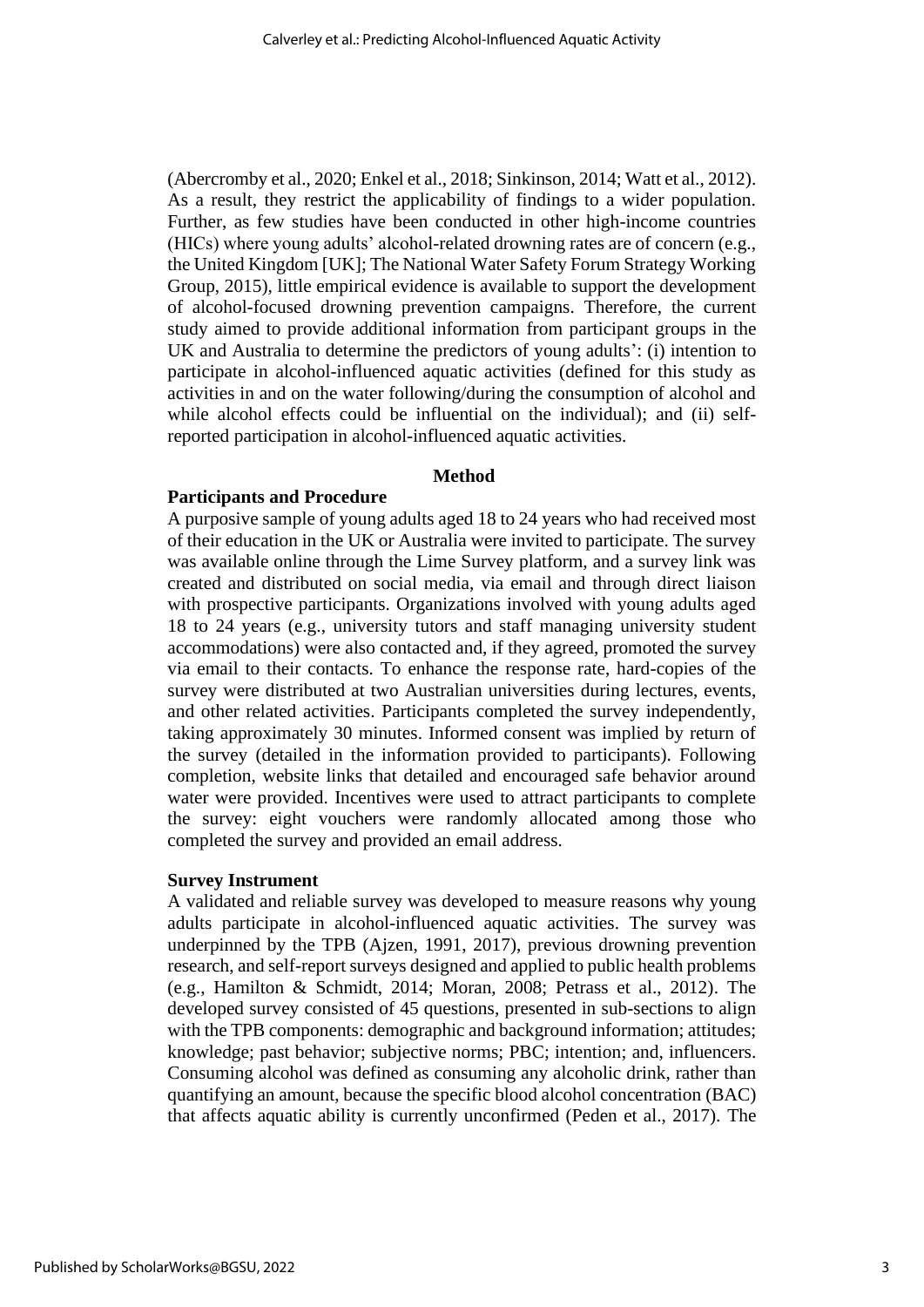(Abercromby et al., 2020; Enkel et al., 2018; Sinkinson, 2014; Watt et al., 2012). As a result, they restrict the applicability of findings to a wider population. Further, as few studies have been conducted in other high-income countries (HICs) where young adults' alcohol-related drowning rates are of concern (e.g., the United Kingdom [UK]; The National Water Safety Forum Strategy Working Group, 2015), little empirical evidence is available to support the development of alcohol-focused drowning prevention campaigns. Therefore, the current study aimed to provide additional information from participant groups in the UK and Australia to determine the predictors of young adults': (i) intention to participate in alcohol-influenced aquatic activities (defined for this study as activities in and on the water following/during the consumption of alcohol and while alcohol effects could be influential on the individual); and (ii) self-reported participation in alcohol-influenced aquatic activities.

## Method

### Participants and Procedure

A purposive sample of young adults aged 18 to 24 years who had received most of their education in the UK or Australia were invited to participate. The survey was available online through the Lime Survey platform, and a survey link was created and distributed on social media, via email and through direct liaison with prospective participants. Organizations involved with young adults aged 18 to 24 years (e.g., university tutors and staff managing university student accommodations) were also contacted and, if they agreed, promoted the survey via email to their contacts. To enhance the response rate, hard-copies of the survey were distributed at two Australian universities during lectures, events, and other related activities. Participants completed the survey independently, taking approximately 30 minutes. Informed consent was implied by return of the survey (detailed in the information provided to participants). Following completion, website links that detailed and encouraged safe behavior around water were provided. Incentives were used to attract participants to complete the survey: eight vouchers were randomly allocated among those who completed the survey and provided an email address.

### Survey Instrument

A validated and reliable survey was developed to measure reasons why young adults participate in alcohol-influenced aquatic activities. The survey was underpinned by the TPB (Ajzen, 1991, 2017), previous drowning prevention research, and self-report surveys designed and applied to public health problems (e.g., Hamilton & Schmidt, 2014; Moran, 2008; Petrass et al., 2012). The developed survey consisted of 45 questions, presented in sub-sections to align with the TPB components: demographic and background information; attitudes; knowledge; past behavior; subjective norms; PBC; intention; and, influencers. Consuming alcohol was defined as consuming any alcoholic drink, rather than quantifying an amount, because the specific blood alcohol concentration (BAC) that affects aquatic ability is currently unconfirmed (Peden et al., 2017). The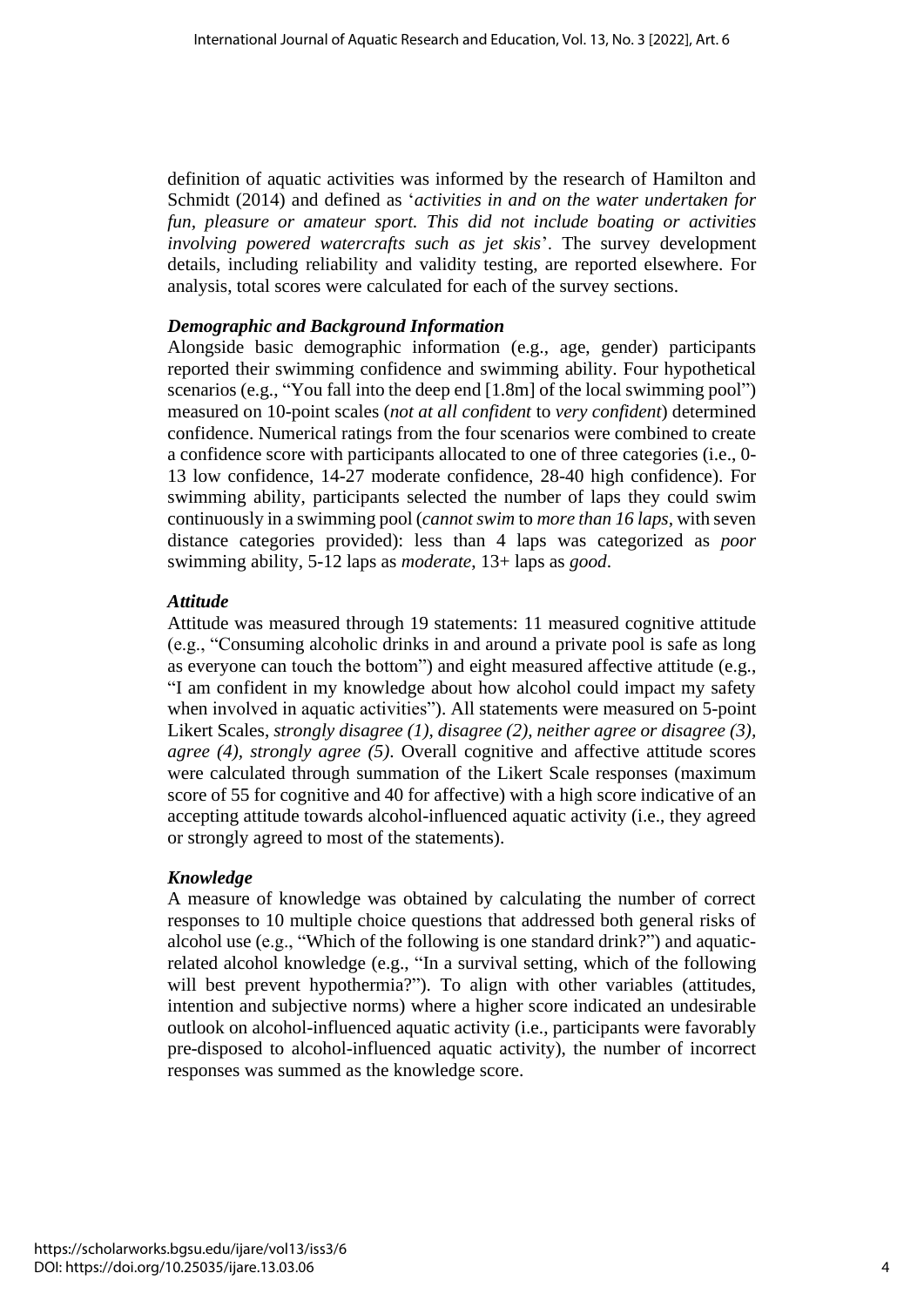definition of aquatic activities was informed by the research of Hamilton and Schmidt (2014) and defined as '*activities in and on the water undertaken for fun, pleasure or amateur sport. This did not include boating or activities involving powered watercrafts such as jet skis*'. The survey development details, including reliability and validity testing, are reported elsewhere. For analysis, total scores were calculated for each of the survey sections.

### *Demographic and Background Information*

Alongside basic demographic information (e.g., age, gender) participants reported their swimming confidence and swimming ability. Four hypothetical scenarios (e.g., "You fall into the deep end [1.8m] of the local swimming pool") measured on 10-point scales (*not at all confident* to *very confident*) determined confidence. Numerical ratings from the four scenarios were combined to create a confidence score with participants allocated to one of three categories (i.e., 0-13 low confidence, 14-27 moderate confidence, 28-40 high confidence). For swimming ability, participants selected the number of laps they could swim continuously in a swimming pool (*cannot swim* to *more than 16 laps*, with seven distance categories provided): less than 4 laps was categorized as *poor* swimming ability, 5-12 laps as *moderate*, 13+ laps as *good*.

### *Attitude*

Attitude was measured through 19 statements: 11 measured cognitive attitude (e.g., "Consuming alcoholic drinks in and around a private pool is safe as long as everyone can touch the bottom") and eight measured affective attitude (e.g., "I am confident in my knowledge about how alcohol could impact my safety when involved in aquatic activities"). All statements were measured on 5-point Likert Scales, *strongly disagree (1), disagree (2), neither agree or disagree (3), agree (4), strongly agree (5)*. Overall cognitive and affective attitude scores were calculated through summation of the Likert Scale responses (maximum score of 55 for cognitive and 40 for affective) with a high score indicative of an accepting attitude towards alcohol-influenced aquatic activity (i.e., they agreed or strongly agreed to most of the statements).

### *Knowledge*

A measure of knowledge was obtained by calculating the number of correct responses to 10 multiple choice questions that addressed both general risks of alcohol use (e.g., "Which of the following is one standard drink?") and aquatic-related alcohol knowledge (e.g., "In a survival setting, which of the following will best prevent hypothermia?"). To align with other variables (attitudes, intention and subjective norms) where a higher score indicated an undesirable outlook on alcohol-influenced aquatic activity (i.e., participants were favorably pre-disposed to alcohol-influenced aquatic activity), the number of incorrect responses was summed as the knowledge score.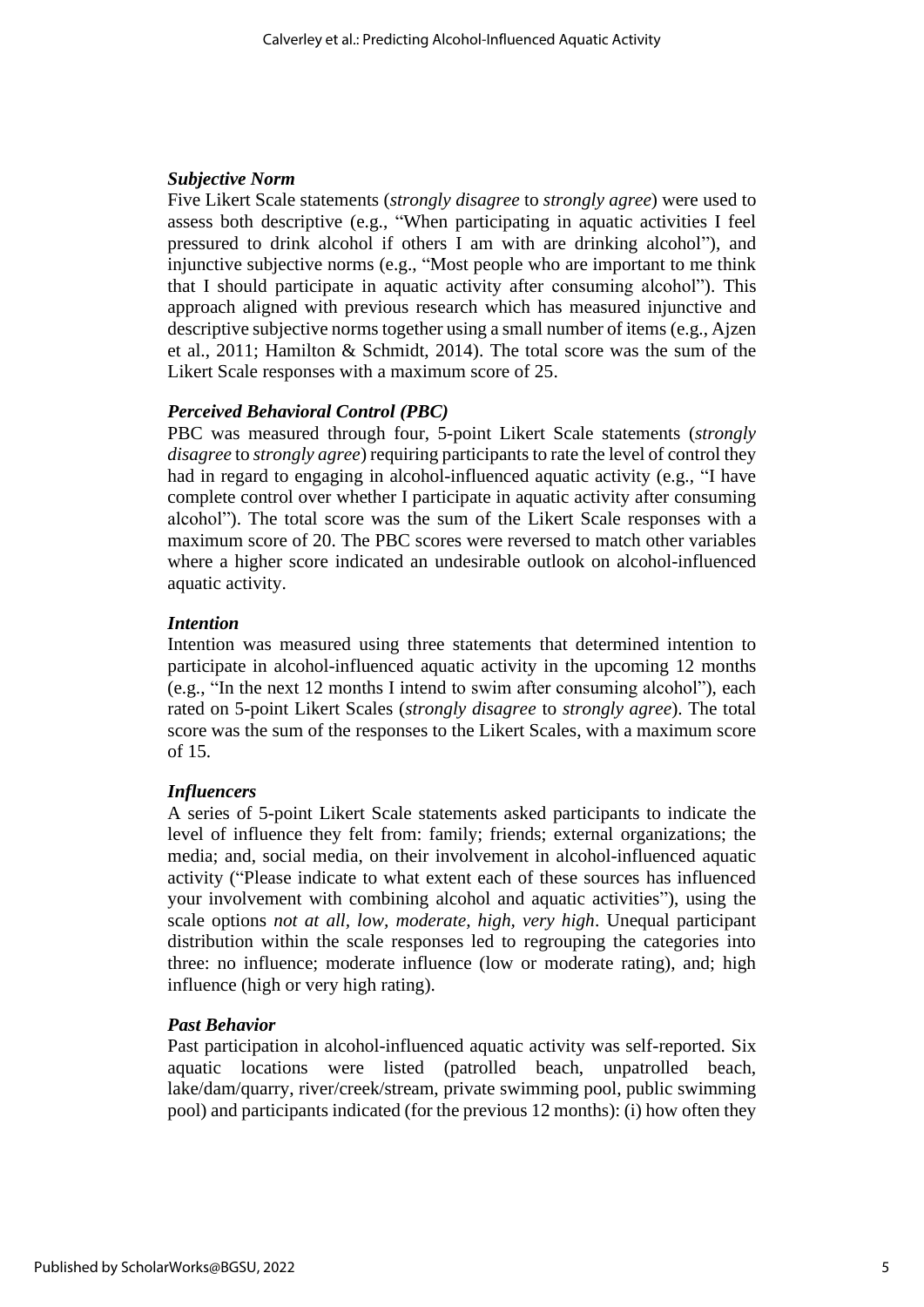### *Subjective Norm*

Five Likert Scale statements (*strongly disagree* to *strongly agree*) were used to assess both descriptive (e.g., "When participating in aquatic activities I feel pressured to drink alcohol if others I am with are drinking alcohol"), and injunctive subjective norms (e.g., "Most people who are important to me think that I should participate in aquatic activity after consuming alcohol"). This approach aligned with previous research which has measured injunctive and descriptive subjective norms together using a small number of items (e.g., Ajzen et al., 2011; Hamilton & Schmidt, 2014). The total score was the sum of the Likert Scale responses with a maximum score of 25.

### *Perceived Behavioral Control (PBC)*

PBC was measured through four, 5-point Likert Scale statements (*strongly disagree* to *strongly agree*) requiring participants to rate the level of control they had in regard to engaging in alcohol-influenced aquatic activity (e.g., "I have complete control over whether I participate in aquatic activity after consuming alcohol"). The total score was the sum of the Likert Scale responses with a maximum score of 20. The PBC scores were reversed to match other variables where a higher score indicated an undesirable outlook on alcohol-influenced aquatic activity.

### *Intention*

Intention was measured using three statements that determined intention to participate in alcohol-influenced aquatic activity in the upcoming 12 months (e.g., "In the next 12 months I intend to swim after consuming alcohol"), each rated on 5-point Likert Scales (*strongly disagree* to *strongly agree*). The total score was the sum of the responses to the Likert Scales, with a maximum score of 15.

### *Influencers*

A series of 5-point Likert Scale statements asked participants to indicate the level of influence they felt from: family; friends; external organizations; the media; and, social media, on their involvement in alcohol-influenced aquatic activity ("Please indicate to what extent each of these sources has influenced your involvement with combining alcohol and aquatic activities"), using the scale options *not at all, low, moderate, high, very high*. Unequal participant distribution within the scale responses led to regrouping the categories into three: no influence; moderate influence (low or moderate rating), and; high influence (high or very high rating).

### *Past Behavior*

Past participation in alcohol-influenced aquatic activity was self-reported. Six aquatic locations were listed (patrolled beach, unpatrolled beach, lake/dam/quarry, river/creek/stream, private swimming pool, public swimming pool) and participants indicated (for the previous 12 months): (i) how often they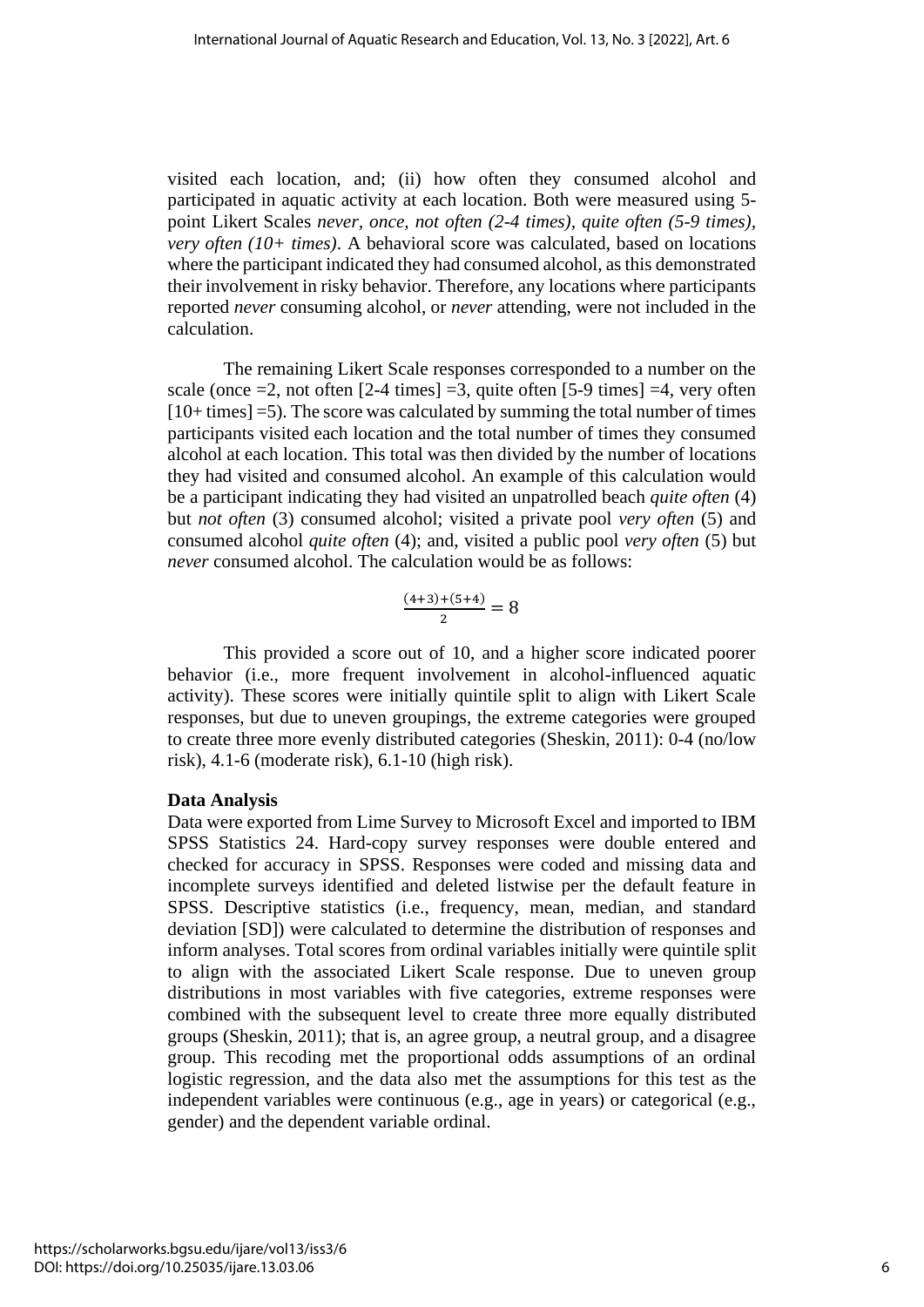visited each location, and; (ii) how often they consumed alcohol and participated in aquatic activity at each location. Both were measured using 5-point Likert Scales *never, once, not often (2-4 times), quite often (5-9 times), very often (10+ times)*. A behavioral score was calculated, based on locations where the participant indicated they had consumed alcohol, as this demonstrated their involvement in risky behavior. Therefore, any locations where participants reported *never* consuming alcohol, or *never* attending, were not included in the calculation.

The remaining Likert Scale responses corresponded to a number on the scale (once =2, not often [2-4 times] =3, quite often [5-9 times] =4, very often [10+ times] =5). The score was calculated by summing the total number of times participants visited each location and the total number of times they consumed alcohol at each location. This total was then divided by the number of locations they had visited and consumed alcohol. An example of this calculation would be a participant indicating they had visited an unpatrolled beach *quite often* (4) but *not often* (3) consumed alcohol; visited a private pool *very often* (5) and consumed alcohol *quite often* (4); and, visited a public pool *very often* (5) but *never* consumed alcohol. The calculation would be as follows:

$$\frac{(4+3)+(5+4)}{2} = 8$$

This provided a score out of 10, and a higher score indicated poorer behavior (i.e., more frequent involvement in alcohol-influenced aquatic activity). These scores were initially quintile split to align with Likert Scale responses, but due to uneven groupings, the extreme categories were grouped to create three more evenly distributed categories (Sheskin, 2011): 0-4 (no/low risk), 4.1-6 (moderate risk), 6.1-10 (high risk).

**Data Analysis**

Data were exported from Lime Survey to Microsoft Excel and imported to IBM SPSS Statistics 24. Hard-copy survey responses were double entered and checked for accuracy in SPSS. Responses were coded and missing data and incomplete surveys identified and deleted listwise per the default feature in SPSS. Descriptive statistics (i.e., frequency, mean, median, and standard deviation [SD]) were calculated to determine the distribution of responses and inform analyses. Total scores from ordinal variables initially were quintile split to align with the associated Likert Scale response. Due to uneven group distributions in most variables with five categories, extreme responses were combined with the subsequent level to create three more equally distributed groups (Sheskin, 2011); that is, an agree group, a neutral group, and a disagree group. This recoding met the proportional odds assumptions of an ordinal logistic regression, and the data also met the assumptions for this test as the independent variables were continuous (e.g., age in years) or categorical (e.g., gender) and the dependent variable ordinal.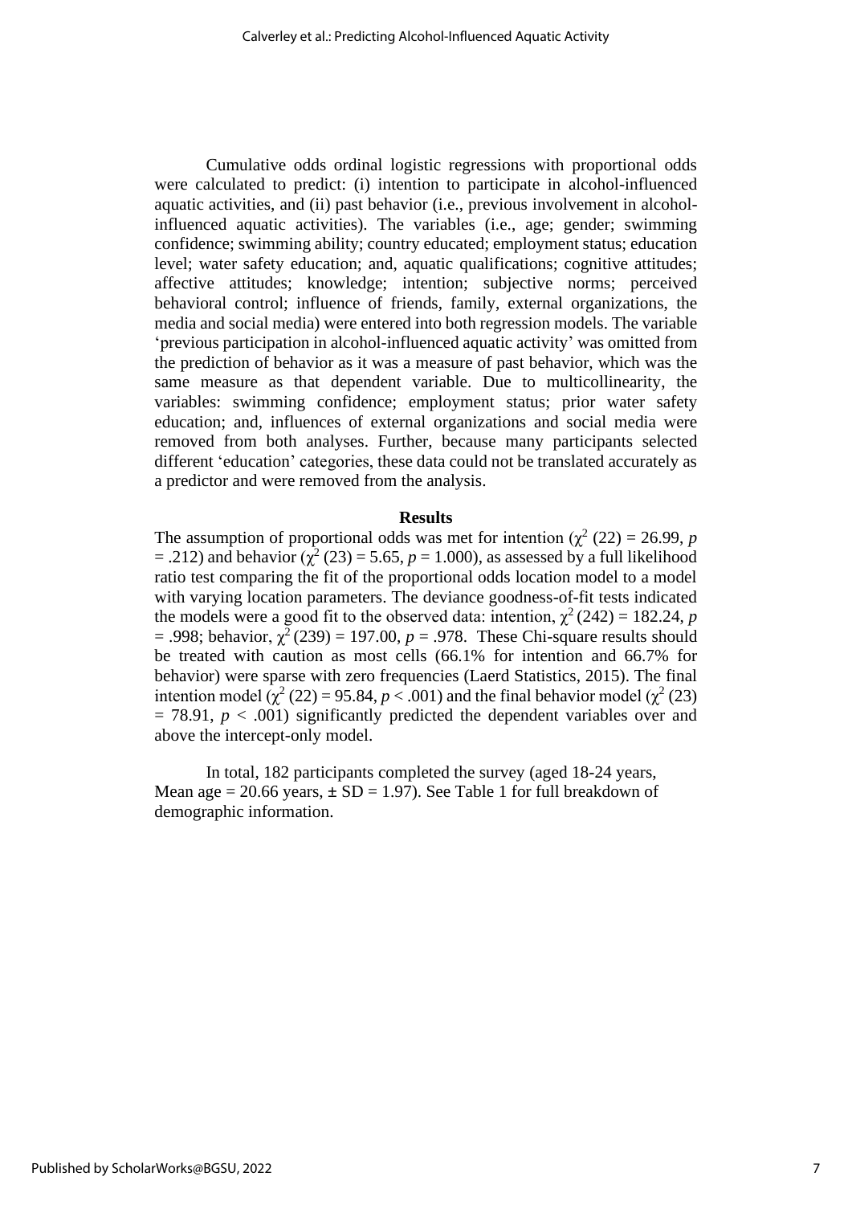Cumulative odds ordinal logistic regressions with proportional odds were calculated to predict: (i) intention to participate in alcohol-influenced aquatic activities, and (ii) past behavior (i.e., previous involvement in alcohol-influenced aquatic activities). The variables (i.e., age; gender; swimming confidence; swimming ability; country educated; employment status; education level; water safety education; and, aquatic qualifications; cognitive attitudes; affective attitudes; knowledge; intention; subjective norms; perceived behavioral control; influence of friends, family, external organizations, the media and social media) were entered into both regression models. The variable 'previous participation in alcohol-influenced aquatic activity' was omitted from the prediction of behavior as it was a measure of past behavior, which was the same measure as that dependent variable. Due to multicollinearity, the variables: swimming confidence; employment status; prior water safety education; and, influences of external organizations and social media were removed from both analyses. Further, because many participants selected different 'education' categories, these data could not be translated accurately as a predictor and were removed from the analysis.

## Results

The assumption of proportional odds was met for intention ($\chi^2$ (22) = 26.99, $p$ = .212) and behavior ($\chi^2$ (23) = 5.65, $p$ = 1.000), as assessed by a full likelihood ratio test comparing the fit of the proportional odds location model to a model with varying location parameters. The deviance goodness-of-fit tests indicated the models were a good fit to the observed data: intention, $\chi^2$ (242) = 182.24, $p$ = .998; behavior, $\chi^2$ (239) = 197.00, $p$ = .978. These Chi-square results should be treated with caution as most cells (66.1% for intention and 66.7% for behavior) were sparse with zero frequencies (Laerd Statistics, 2015). The final intention model ($\chi^2$ (22) = 95.84, $p$ < .001) and the final behavior model ($\chi^2$ (23) = 78.91, $p$ < .001) significantly predicted the dependent variables over and above the intercept-only model.

In total, 182 participants completed the survey (aged 18-24 years, Mean age = 20.66 years, ± SD = 1.97). See Table 1 for full breakdown of demographic information.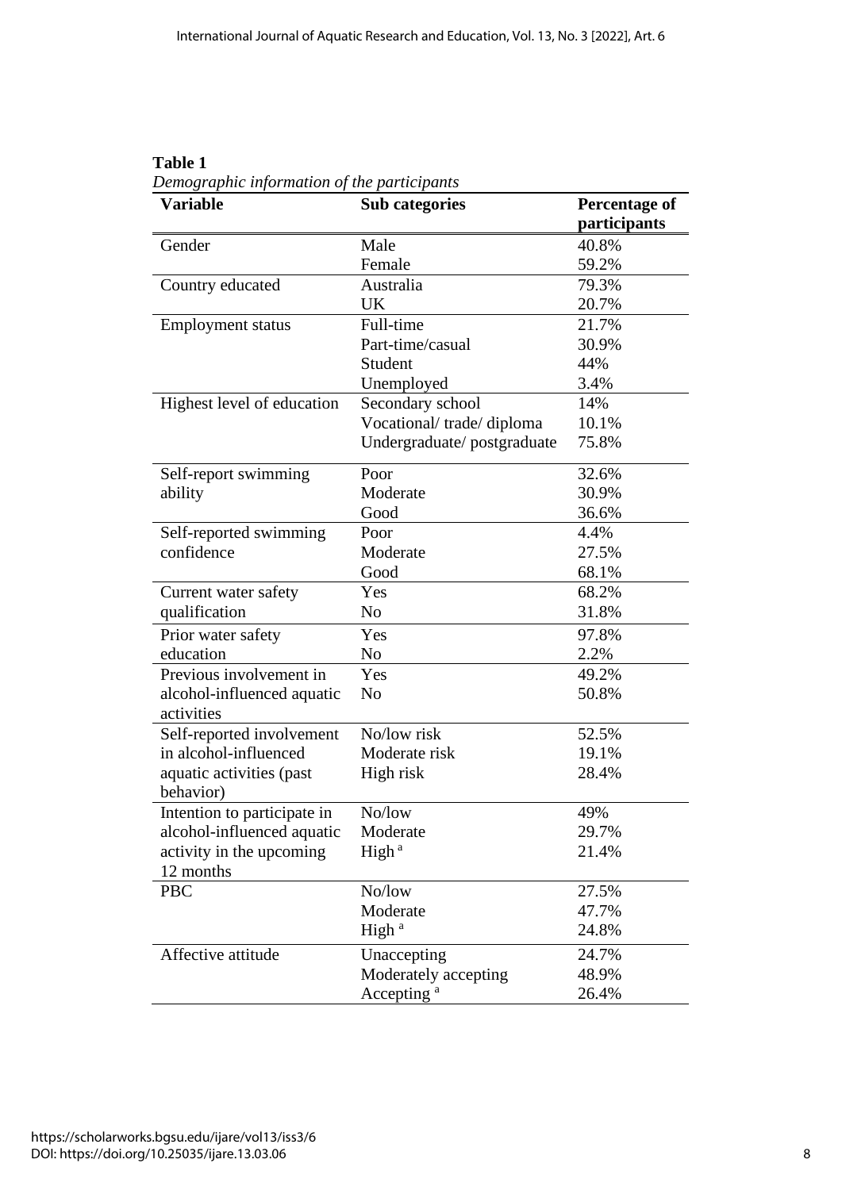**Table 1**

*Demographic information of the participants*

| Variable | Sub categories | Percentage of participants |
|---|---|---|
| Gender | Male | 40.8% |
| | Female | 59.2% |
| Country educated | Australia | 79.3% |
| | UK | 20.7% |
| Employment status | Full-time | 21.7% |
| | Part-time/casual | 30.9% |
| | Student | 44% |
| | Unemployed | 3.4% |
| Highest level of education | Secondary school | 14% |
| | Vocational/ trade/ diploma | 10.1% |
| | Undergraduate/ postgraduate | 75.8% |
| Self-report swimming ability | Poor | 32.6% |
| | Moderate | 30.9% |
| | Good | 36.6% |
| Self-reported swimming confidence | Poor | 4.4% |
| | Moderate | 27.5% |
| | Good | 68.1% |
| Current water safety qualification | Yes | 68.2% |
| | No | 31.8% |
| Prior water safety education | Yes | 97.8% |
| | No | 2.2% |
| Previous involvement in alcohol-influenced aquatic activities | Yes | 49.2% |
| | No | 50.8% |
| Self-reported involvement in alcohol-influenced aquatic activities (past behavior) | No/low risk | 52.5% |
| | Moderate risk | 19.1% |
| | High risk | 28.4% |
| Intention to participate in alcohol-influenced aquatic activity in the upcoming 12 months | No/low | 49% |
| | Moderate | 29.7% |
| | High [a] | 21.4% |
| PBC | No/low | 27.5% |
| | Moderate | 47.7% |
| | High [a] | 24.8% |
| Affective attitude | Unaccepting | 24.7% |
| | Moderately accepting | 48.9% |
| | Accepting [a] | 26.4% |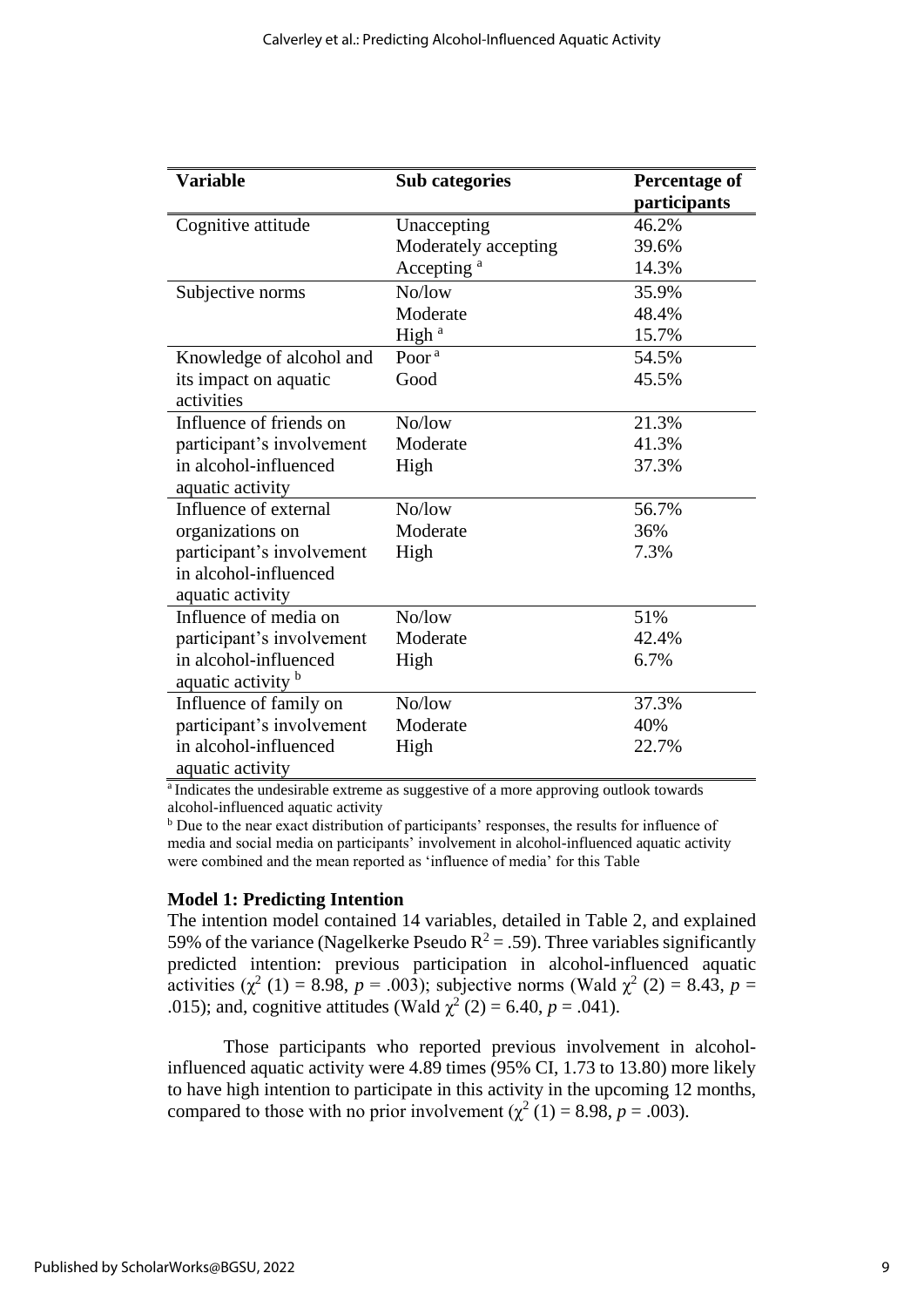| Variable | Sub categories | Percentage of participants |
| --- | --- | --- |
| Cognitive attitude | Unaccepting | 46.2% |
| | Moderately accepting | 39.6% |
| | Accepting [a] | 14.3% |
| Subjective norms | No/low | 35.9% |
| | Moderate | 48.4% |
| | High [a] | 15.7% |
| Knowledge of alcohol and its impact on aquatic activities | Poor [a] | 54.5% |
| | Good | 45.5% |
| Influence of friends on participant's involvement in alcohol-influenced aquatic activity | No/low | 21.3% |
| | Moderate | 41.3% |
| | High | 37.3% |
| Influence of external organizations on participant's involvement in alcohol-influenced aquatic activity | No/low | 56.7% |
| | Moderate | 36% |
| | High | 7.3% |
| Influence of media on participant's involvement in alcohol-influenced aquatic activity [b] | No/low | 51% |
| | Moderate | 42.4% |
| | High | 6.7% |
| Influence of family on participant's involvement in alcohol-influenced aquatic activity | No/low | 37.3% |
| | Moderate | 40% |
| | High | 22.7% |

[a] Indicates the undesirable extreme as suggestive of a more approving outlook towards alcohol-influenced aquatic activity

[b] Due to the near exact distribution of participants' responses, the results for influence of media and social media on participants' involvement in alcohol-influenced aquatic activity were combined and the mean reported as 'influence of media' for this Table

### Model 1: Predicting Intention

The intention model contained 14 variables, detailed in Table 2, and explained 59% of the variance (Nagelkerke Pseudo $R^2 = .59$). Three variables significantly predicted intention: previous participation in alcohol-influenced aquatic activities ($\chi^2$ (1) = 8.98, $p = .003$); subjective norms (Wald $\chi^2$ (2) = 8.43, $p = .015$); and, cognitive attitudes (Wald $\chi^2$ (2) = 6.40, $p = .041$).

Those participants who reported previous involvement in alcohol-influenced aquatic activity were 4.89 times (95% CI, 1.73 to 13.80) more likely to have high intention to participate in this activity in the upcoming 12 months, compared to those with no prior involvement ($\chi^2$ (1) = 8.98, $p = .003$).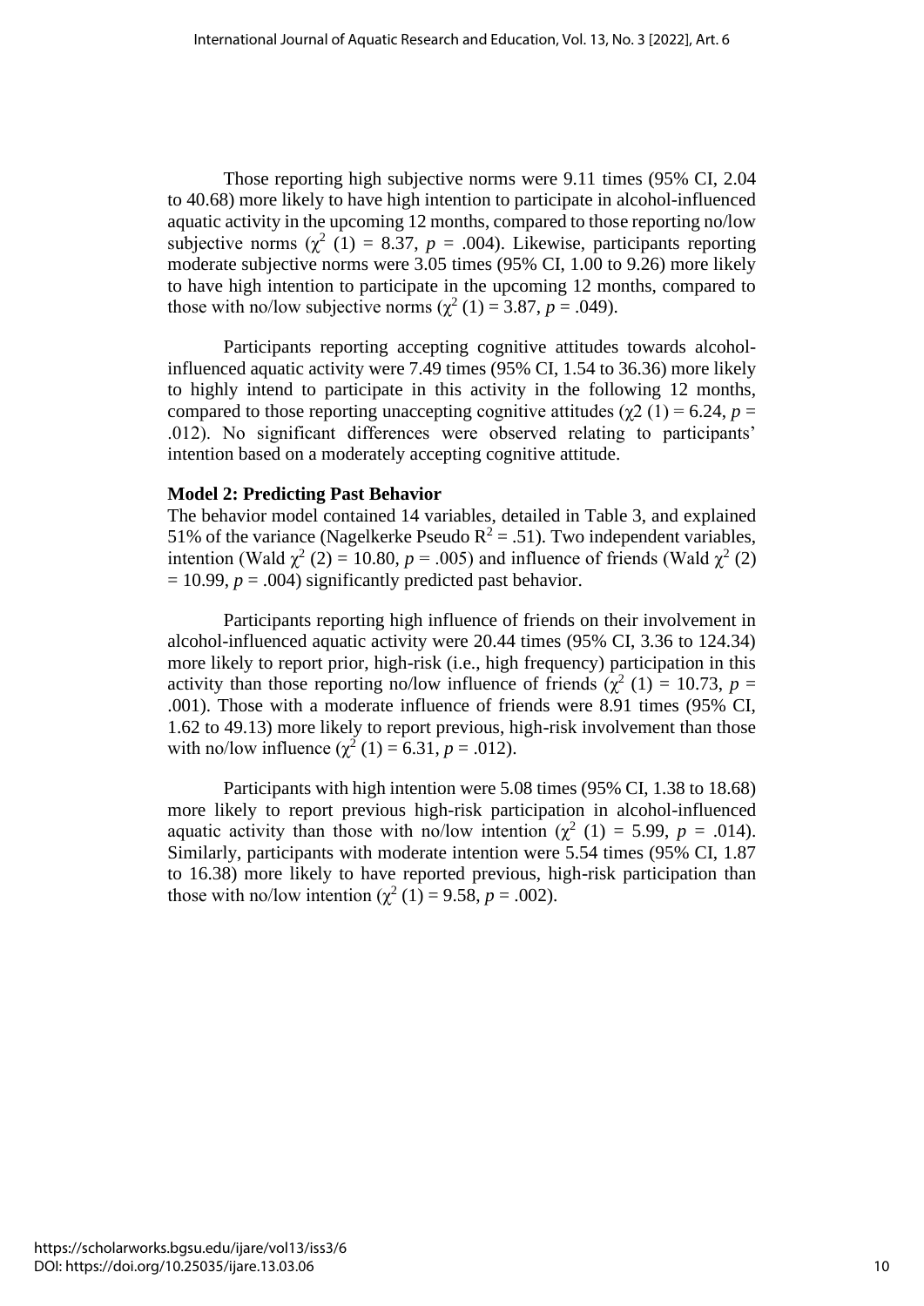Those reporting high subjective norms were 9.11 times (95% CI, 2.04 to 40.68) more likely to have high intention to participate in alcohol-influenced aquatic activity in the upcoming 12 months, compared to those reporting no/low subjective norms ($\chi^2$ (1) = 8.37, *p* = .004). Likewise, participants reporting moderate subjective norms were 3.05 times (95% CI, 1.00 to 9.26) more likely to have high intention to participate in the upcoming 12 months, compared to those with no/low subjective norms ($\chi^2$ (1) = 3.87, *p* = .049).

Participants reporting accepting cognitive attitudes towards alcohol-influenced aquatic activity were 7.49 times (95% CI, 1.54 to 36.36) more likely to highly intend to participate in this activity in the following 12 months, compared to those reporting unaccepting cognitive attitudes ($\chi$2 (1) = 6.24, *p* = .012). No significant differences were observed relating to participants' intention based on a moderately accepting cognitive attitude.

**Model 2: Predicting Past Behavior**

The behavior model contained 14 variables, detailed in Table 3, and explained 51% of the variance (Nagelkerke Pseudo $R^2$ = .51). Two independent variables, intention (Wald $\chi^2$ (2) = 10.80, *p* = .005) and influence of friends (Wald $\chi^2$ (2) = 10.99, *p* = .004) significantly predicted past behavior.

Participants reporting high influence of friends on their involvement in alcohol-influenced aquatic activity were 20.44 times (95% CI, 3.36 to 124.34) more likely to report prior, high-risk (i.e., high frequency) participation in this activity than those reporting no/low influence of friends ($\chi^2$ (1) = 10.73, *p* = .001). Those with a moderate influence of friends were 8.91 times (95% CI, 1.62 to 49.13) more likely to report previous, high-risk involvement than those with no/low influence ($\chi^2$ (1) = 6.31, *p* = .012).

Participants with high intention were 5.08 times (95% CI, 1.38 to 18.68) more likely to report previous high-risk participation in alcohol-influenced aquatic activity than those with no/low intention ($\chi^2$ (1) = 5.99, *p* = .014). Similarly, participants with moderate intention were 5.54 times (95% CI, 1.87 to 16.38) more likely to have reported previous, high-risk participation than those with no/low intention ($\chi^2$ (1) = 9.58, *p* = .002).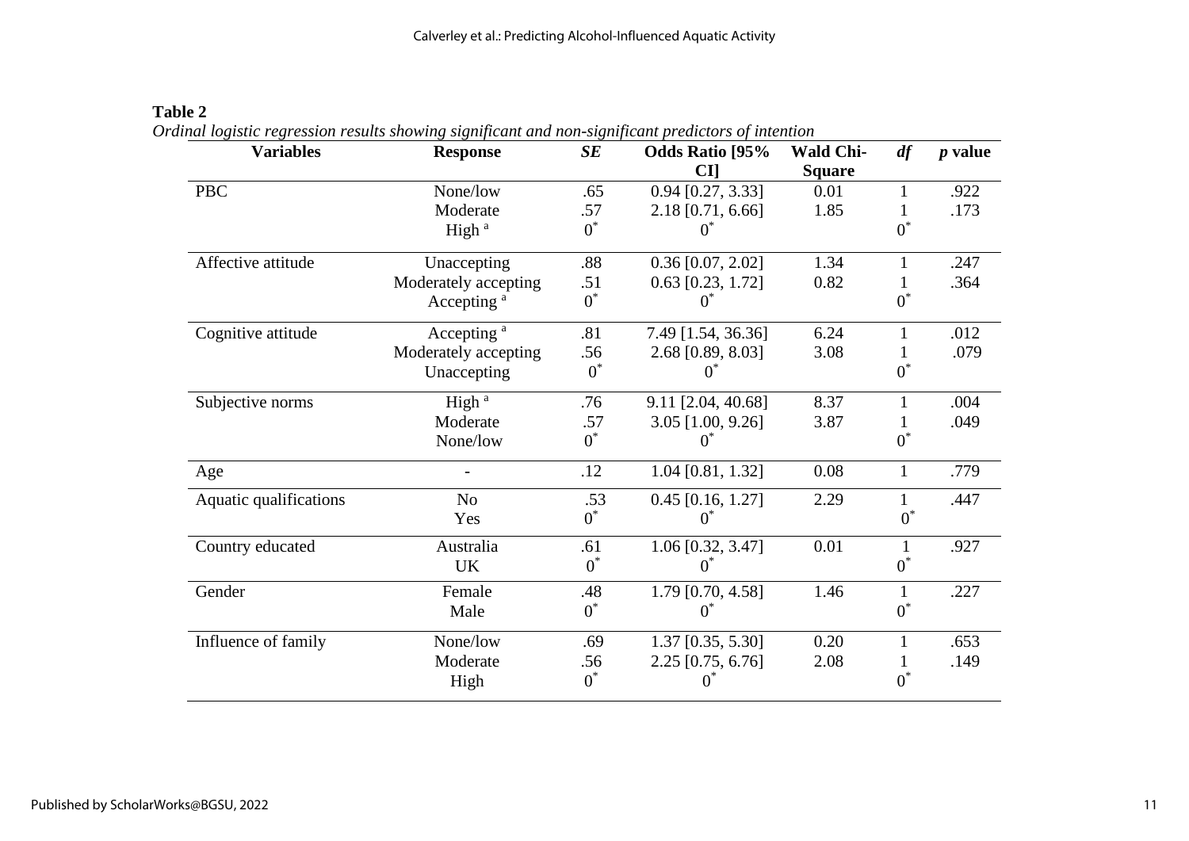**Table 2**

*Ordinal logistic regression results showing significant and non-significant predictors of intention*

| Variables | Response | *SE* | Odds Ratio [95% CI] | Wald Chi-Square | *df* | *p* value |
|---|---|---|---|---|---|---|
| PBC | None/low | .65 | 0.94 [0.27, 3.33] | 0.01 | 1 | .922 |
| | Moderate | .57 | 2.18 [0.71, 6.66] | 1.85 | 1 | .173 |
| | High [a] | 0* | 0* | | 0* | |
| Affective attitude | Unaccepting | .88 | 0.36 [0.07, 2.02] | 1.34 | 1 | .247 |
| | Moderately accepting | .51 | 0.63 [0.23, 1.72] | 0.82 | 1 | .364 |
| | Accepting [a] | 0* | 0* | | 0* | |
| Cognitive attitude | Accepting [a] | .81 | 7.49 [1.54, 36.36] | 6.24 | 1 | .012 |
| | Moderately accepting | .56 | 2.68 [0.89, 8.03] | 3.08 | 1 | .079 |
| | Unaccepting | 0* | 0* | | 0* | |
| Subjective norms | High [a] | .76 | 9.11 [2.04, 40.68] | 8.37 | 1 | .004 |
| | Moderate | .57 | 3.05 [1.00, 9.26] | 3.87 | 1 | .049 |
| | None/low | 0* | 0* | | 0* | |
| Age | - | .12 | 1.04 [0.81, 1.32] | 0.08 | 1 | .779 |
| Aquatic qualifications | No | .53 | 0.45 [0.16, 1.27] | 2.29 | 1 | .447 |
| | Yes | 0* | 0* | | 0* | |
| Country educated | Australia | .61 | 1.06 [0.32, 3.47] | 0.01 | 1 | .927 |
| | UK | 0* | 0* | | 0* | |
| Gender | Female | .48 | 1.79 [0.70, 4.58] | 1.46 | 1 | .227 |
| | Male | 0* | 0* | | 0* | |
| Influence of family | None/low | .69 | 1.37 [0.35, 5.30] | 0.20 | 1 | .653 |
| | Moderate | .56 | 2.25 [0.75, 6.76] | 2.08 | 1 | .149 |
| | High | 0* | 0* | | 0* | |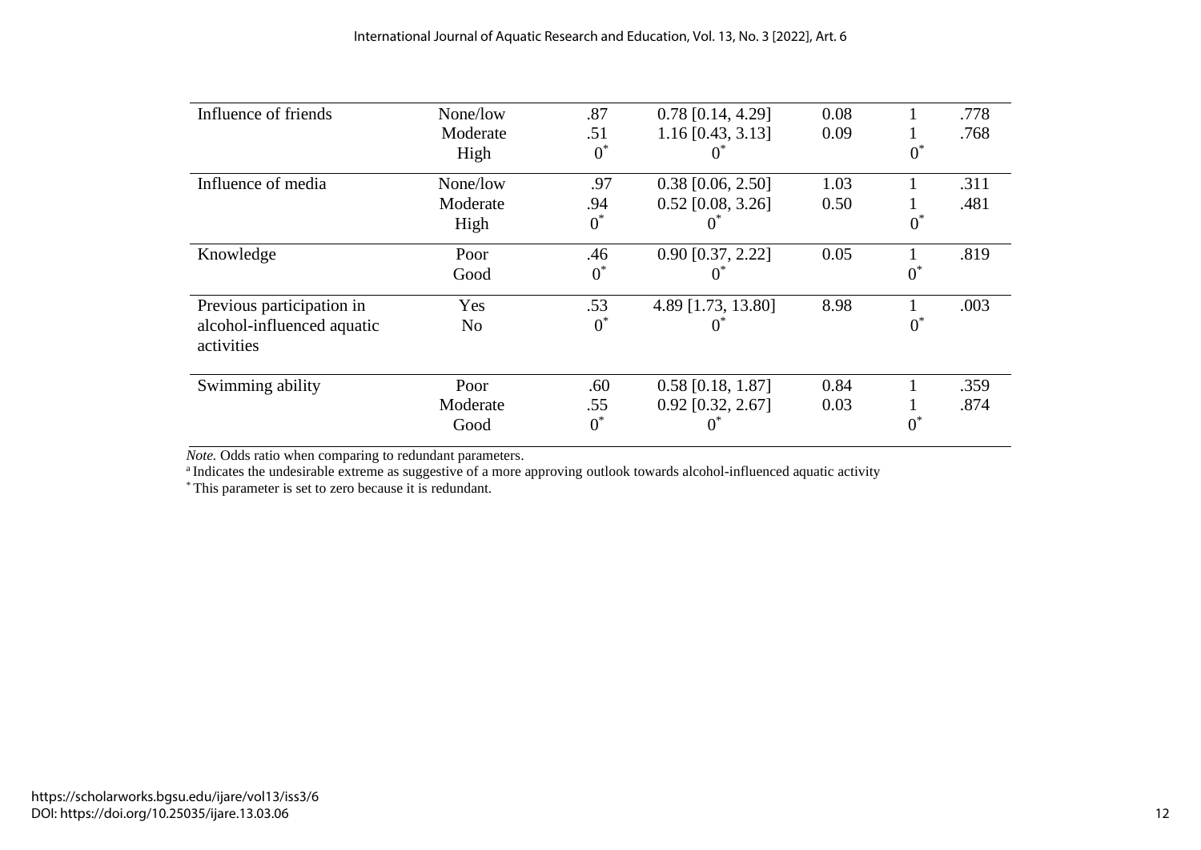| | | | | | | |
|---|---|---|---|---|---|---|
| Influence of friends | None/low | .87 | 0.78 [0.14, 4.29] | 0.08 | 1 | .778 |
| | Moderate | .51 | 1.16 [0.43, 3.13] | 0.09 | 1 | .768 |
| | High | 0* | 0* | | 0* | |
| Influence of media | None/low | .97 | 0.38 [0.06, 2.50] | 1.03 | 1 | .311 |
| | Moderate | .94 | 0.52 [0.08, 3.26] | 0.50 | 1 | .481 |
| | High | 0* | 0* | | 0* | |
| Knowledge | Poor | .46 | 0.90 [0.37, 2.22] | 0.05 | 1 | .819 |
| | Good | 0* | 0* | | 0* | |
| Previous participation in alcohol-influenced aquatic activities | Yes | .53 | 4.89 [1.73, 13.80] | 8.98 | 1 | .003 |
| | No | 0* | 0* | | 0* | |
| Swimming ability | Poor | .60 | 0.58 [0.18, 1.87] | 0.84 | 1 | .359 |
| | Moderate | .55 | 0.92 [0.32, 2.67] | 0.03 | 1 | .874 |
| | Good | 0* | 0* | | 0* | |

*Note.* Odds ratio when comparing to redundant parameters.

[a] Indicates the undesirable extreme as suggestive of a more approving outlook towards alcohol-influenced aquatic activity

* This parameter is set to zero because it is redundant.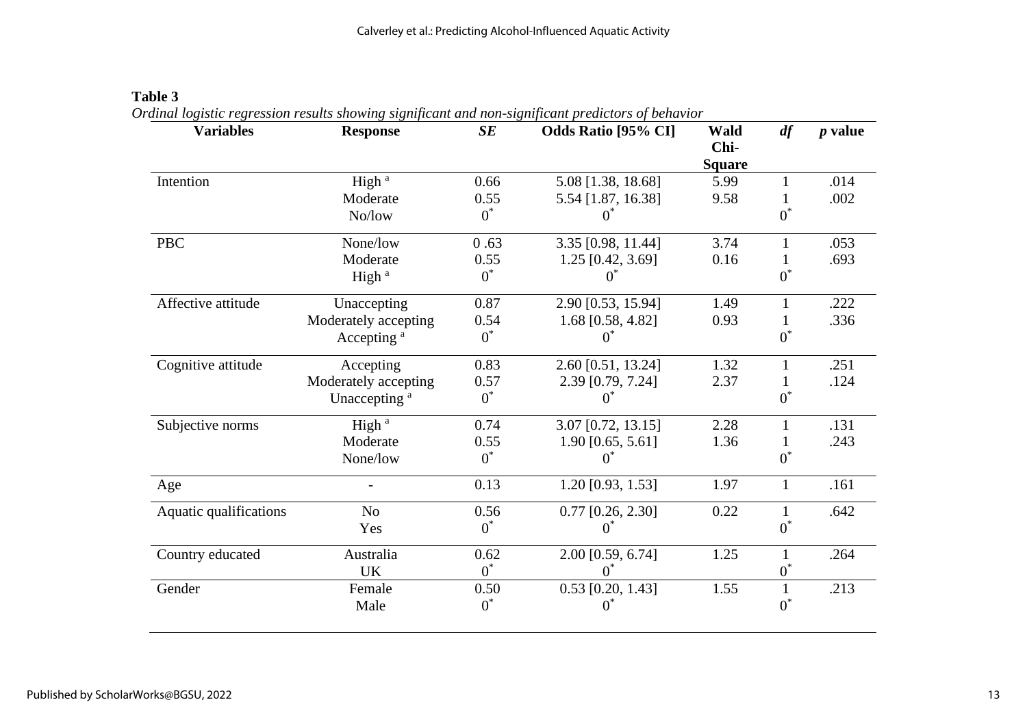**Table 3**

*Ordinal logistic regression results showing significant and non-significant predictors of behavior*

| Variables | Response | *SE* | Odds Ratio [95% CI] | Wald Chi-Square | *df* | *p* value |
|---|---|---|---|---|---|---|
| Intention | High [a] | 0.66 | 5.08 [1.38, 18.68] | 5.99 | 1 | .014 |
| | Moderate | 0.55 | 5.54 [1.87, 16.38] | 9.58 | 1 | .002 |
| | No/low | 0* | 0* | | 0* | |
| PBC | None/low | 0 .63 | 3.35 [0.98, 11.44] | 3.74 | 1 | .053 |
| | Moderate | 0.55 | 1.25 [0.42, 3.69] | 0.16 | 1 | .693 |
| | High [a] | 0* | 0* | | 0* | |
| Affective attitude | Unaccepting | 0.87 | 2.90 [0.53, 15.94] | 1.49 | 1 | .222 |
| | Moderately accepting | 0.54 | 1.68 [0.58, 4.82] | 0.93 | 1 | .336 |
| | Accepting [a] | 0* | 0* | | 0* | |
| Cognitive attitude | Accepting | 0.83 | 2.60 [0.51, 13.24] | 1.32 | 1 | .251 |
| | Moderately accepting | 0.57 | 2.39 [0.79, 7.24] | 2.37 | 1 | .124 |
| | Unaccepting [a] | 0* | 0* | | 0* | |
| Subjective norms | High [a] | 0.74 | 3.07 [0.72, 13.15] | 2.28 | 1 | .131 |
| | Moderate | 0.55 | 1.90 [0.65, 5.61] | 1.36 | 1 | .243 |
| | None/low | 0* | 0* | | 0* | |
| Age | - | 0.13 | 1.20 [0.93, 1.53] | 1.97 | 1 | .161 |
| Aquatic qualifications | No | 0.56 | 0.77 [0.26, 2.30] | 0.22 | 1 | .642 |
| | Yes | 0* | 0* | | 0* | |
| Country educated | Australia | 0.62 | 2.00 [0.59, 6.74] | 1.25 | 1 | .264 |
| | UK | 0* | 0* | | 0* | |
| Gender | Female | 0.50 | 0.53 [0.20, 1.43] | 1.55 | 1 | .213 |
| | Male | 0* | 0* | | 0* | |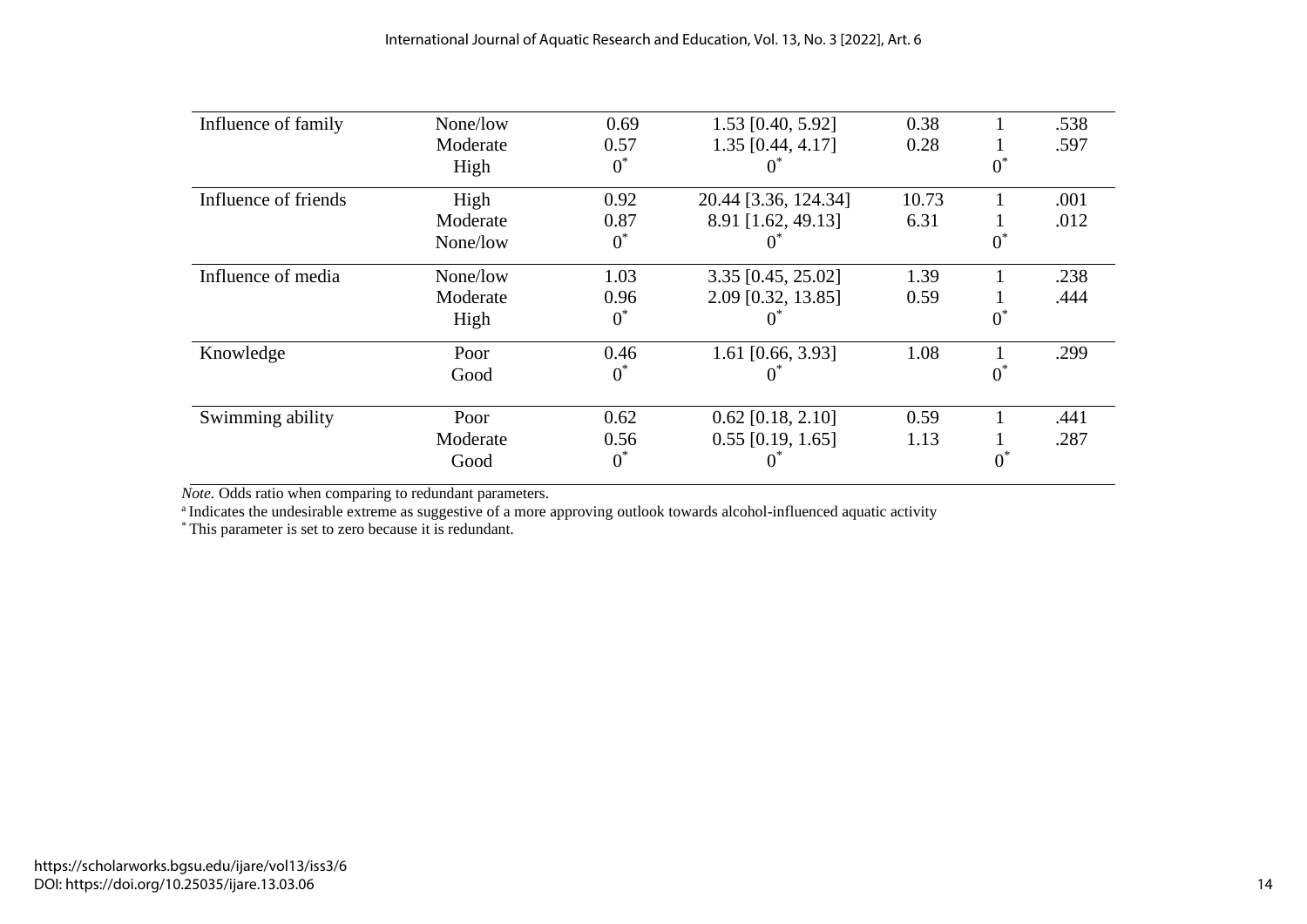| | | | | | | |
|---|---|---|---|---|---|---|
| Influence of family | None/low | 0.69 | 1.53 [0.40, 5.92] | 0.38 | 1 | .538 |
| | Moderate | 0.57 | 1.35 [0.44, 4.17] | 0.28 | 1 | .597 |
| | High | 0* | 0* | | 0* | |
| Influence of friends | High | 0.92 | 20.44 [3.36, 124.34] | 10.73 | 1 | .001 |
| | Moderate | 0.87 | 8.91 [1.62, 49.13] | 6.31 | 1 | .012 |
| | None/low | 0* | 0* | | 0* | |
| Influence of media | None/low | 1.03 | 3.35 [0.45, 25.02] | 1.39 | 1 | .238 |
| | Moderate | 0.96 | 2.09 [0.32, 13.85] | 0.59 | 1 | .444 |
| | High | 0* | 0* | | 0* | |
| Knowledge | Poor | 0.46 | 1.61 [0.66, 3.93] | 1.08 | 1 | .299 |
| | Good | 0* | 0* | | 0* | |
| Swimming ability | Poor | 0.62 | 0.62 [0.18, 2.10] | 0.59 | 1 | .441 |
| | Moderate | 0.56 | 0.55 [0.19, 1.65] | 1.13 | 1 | .287 |
| | Good | 0* | 0* | | 0* | |

*Note.* Odds ratio when comparing to redundant parameters.

[a] Indicates the undesirable extreme as suggestive of a more approving outlook towards alcohol-influenced aquatic activity

* This parameter is set to zero because it is redundant.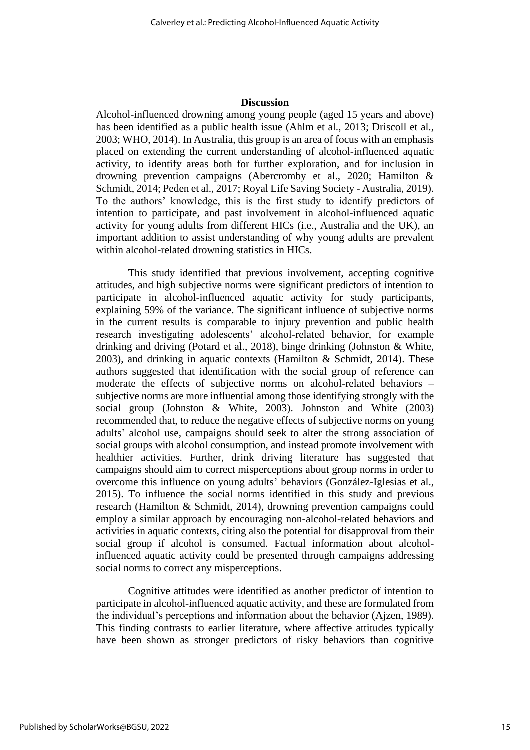## Discussion

Alcohol-influenced drowning among young people (aged 15 years and above) has been identified as a public health issue (Ahlm et al., 2013; Driscoll et al., 2003; WHO, 2014). In Australia, this group is an area of focus with an emphasis placed on extending the current understanding of alcohol-influenced aquatic activity, to identify areas both for further exploration, and for inclusion in drowning prevention campaigns (Abercromby et al., 2020; Hamilton & Schmidt, 2014; Peden et al., 2017; Royal Life Saving Society - Australia, 2019). To the authors' knowledge, this is the first study to identify predictors of intention to participate, and past involvement in alcohol-influenced aquatic activity for young adults from different HICs (i.e., Australia and the UK), an important addition to assist understanding of why young adults are prevalent within alcohol-related drowning statistics in HICs.

This study identified that previous involvement, accepting cognitive attitudes, and high subjective norms were significant predictors of intention to participate in alcohol-influenced aquatic activity for study participants, explaining 59% of the variance. The significant influence of subjective norms in the current results is comparable to injury prevention and public health research investigating adolescents' alcohol-related behavior, for example drinking and driving (Potard et al., 2018), binge drinking (Johnston & White, 2003), and drinking in aquatic contexts (Hamilton & Schmidt, 2014). These authors suggested that identification with the social group of reference can moderate the effects of subjective norms on alcohol-related behaviors – subjective norms are more influential among those identifying strongly with the social group (Johnston & White, 2003). Johnston and White (2003) recommended that, to reduce the negative effects of subjective norms on young adults' alcohol use, campaigns should seek to alter the strong association of social groups with alcohol consumption, and instead promote involvement with healthier activities. Further, drink driving literature has suggested that campaigns should aim to correct misperceptions about group norms in order to overcome this influence on young adults' behaviors (González-Iglesias et al., 2015). To influence the social norms identified in this study and previous research (Hamilton & Schmidt, 2014), drowning prevention campaigns could employ a similar approach by encouraging non-alcohol-related behaviors and activities in aquatic contexts, citing also the potential for disapproval from their social group if alcohol is consumed. Factual information about alcohol-influenced aquatic activity could be presented through campaigns addressing social norms to correct any misperceptions.

Cognitive attitudes were identified as another predictor of intention to participate in alcohol-influenced aquatic activity, and these are formulated from the individual's perceptions and information about the behavior (Ajzen, 1989). This finding contrasts to earlier literature, where affective attitudes typically have been shown as stronger predictors of risky behaviors than cognitive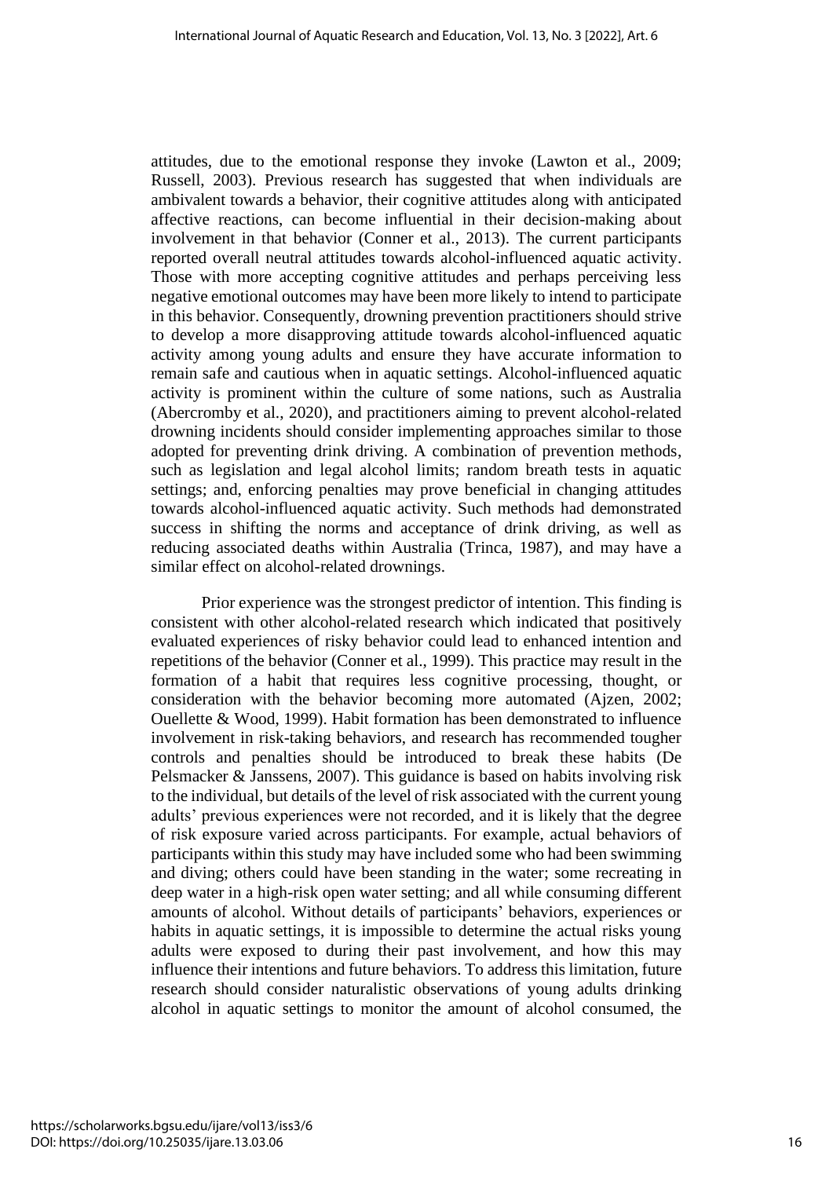attitudes, due to the emotional response they invoke (Lawton et al., 2009; Russell, 2003). Previous research has suggested that when individuals are ambivalent towards a behavior, their cognitive attitudes along with anticipated affective reactions, can become influential in their decision-making about involvement in that behavior (Conner et al., 2013). The current participants reported overall neutral attitudes towards alcohol-influenced aquatic activity. Those with more accepting cognitive attitudes and perhaps perceiving less negative emotional outcomes may have been more likely to intend to participate in this behavior. Consequently, drowning prevention practitioners should strive to develop a more disapproving attitude towards alcohol-influenced aquatic activity among young adults and ensure they have accurate information to remain safe and cautious when in aquatic settings. Alcohol-influenced aquatic activity is prominent within the culture of some nations, such as Australia (Abercromby et al., 2020), and practitioners aiming to prevent alcohol-related drowning incidents should consider implementing approaches similar to those adopted for preventing drink driving. A combination of prevention methods, such as legislation and legal alcohol limits; random breath tests in aquatic settings; and, enforcing penalties may prove beneficial in changing attitudes towards alcohol-influenced aquatic activity. Such methods had demonstrated success in shifting the norms and acceptance of drink driving, as well as reducing associated deaths within Australia (Trinca, 1987), and may have a similar effect on alcohol-related drownings.

Prior experience was the strongest predictor of intention. This finding is consistent with other alcohol-related research which indicated that positively evaluated experiences of risky behavior could lead to enhanced intention and repetitions of the behavior (Conner et al., 1999). This practice may result in the formation of a habit that requires less cognitive processing, thought, or consideration with the behavior becoming more automated (Ajzen, 2002; Ouellette & Wood, 1999). Habit formation has been demonstrated to influence involvement in risk-taking behaviors, and research has recommended tougher controls and penalties should be introduced to break these habits (De Pelsmacker & Janssens, 2007). This guidance is based on habits involving risk to the individual, but details of the level of risk associated with the current young adults' previous experiences were not recorded, and it is likely that the degree of risk exposure varied across participants. For example, actual behaviors of participants within this study may have included some who had been swimming and diving; others could have been standing in the water; some recreating in deep water in a high-risk open water setting; and all while consuming different amounts of alcohol. Without details of participants' behaviors, experiences or habits in aquatic settings, it is impossible to determine the actual risks young adults were exposed to during their past involvement, and how this may influence their intentions and future behaviors. To address this limitation, future research should consider naturalistic observations of young adults drinking alcohol in aquatic settings to monitor the amount of alcohol consumed, the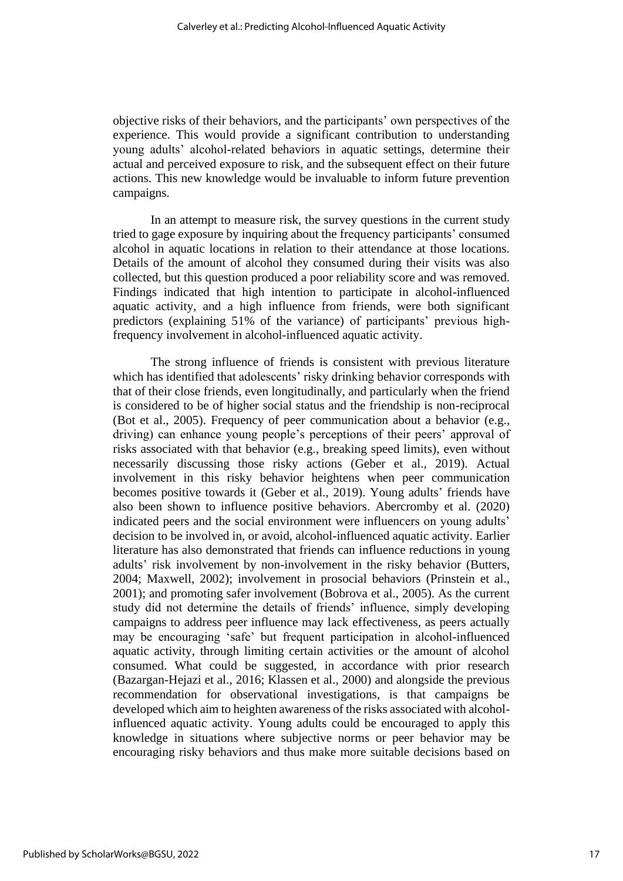objective risks of their behaviors, and the participants' own perspectives of the experience. This would provide a significant contribution to understanding young adults' alcohol-related behaviors in aquatic settings, determine their actual and perceived exposure to risk, and the subsequent effect on their future actions. This new knowledge would be invaluable to inform future prevention campaigns.

In an attempt to measure risk, the survey questions in the current study tried to gage exposure by inquiring about the frequency participants' consumed alcohol in aquatic locations in relation to their attendance at those locations. Details of the amount of alcohol they consumed during their visits was also collected, but this question produced a poor reliability score and was removed. Findings indicated that high intention to participate in alcohol-influenced aquatic activity, and a high influence from friends, were both significant predictors (explaining 51% of the variance) of participants' previous high-frequency involvement in alcohol-influenced aquatic activity.

The strong influence of friends is consistent with previous literature which has identified that adolescents' risky drinking behavior corresponds with that of their close friends, even longitudinally, and particularly when the friend is considered to be of higher social status and the friendship is non-reciprocal (Bot et al., 2005). Frequency of peer communication about a behavior (e.g., driving) can enhance young people's perceptions of their peers' approval of risks associated with that behavior (e.g., breaking speed limits), even without necessarily discussing those risky actions (Geber et al., 2019). Actual involvement in this risky behavior heightens when peer communication becomes positive towards it (Geber et al., 2019). Young adults' friends have also been shown to influence positive behaviors. Abercromby et al. (2020) indicated peers and the social environment were influencers on young adults' decision to be involved in, or avoid, alcohol-influenced aquatic activity. Earlier literature has also demonstrated that friends can influence reductions in young adults' risk involvement by non-involvement in the risky behavior (Butters, 2004; Maxwell, 2002); involvement in prosocial behaviors (Prinstein et al., 2001); and promoting safer involvement (Bobrova et al., 2005). As the current study did not determine the details of friends' influence, simply developing campaigns to address peer influence may lack effectiveness, as peers actually may be encouraging 'safe' but frequent participation in alcohol-influenced aquatic activity, through limiting certain activities or the amount of alcohol consumed. What could be suggested, in accordance with prior research (Bazargan-Hejazi et al., 2016; Klassen et al., 2000) and alongside the previous recommendation for observational investigations, is that campaigns be developed which aim to heighten awareness of the risks associated with alcohol-influenced aquatic activity. Young adults could be encouraged to apply this knowledge in situations where subjective norms or peer behavior may be encouraging risky behaviors and thus make more suitable decisions based on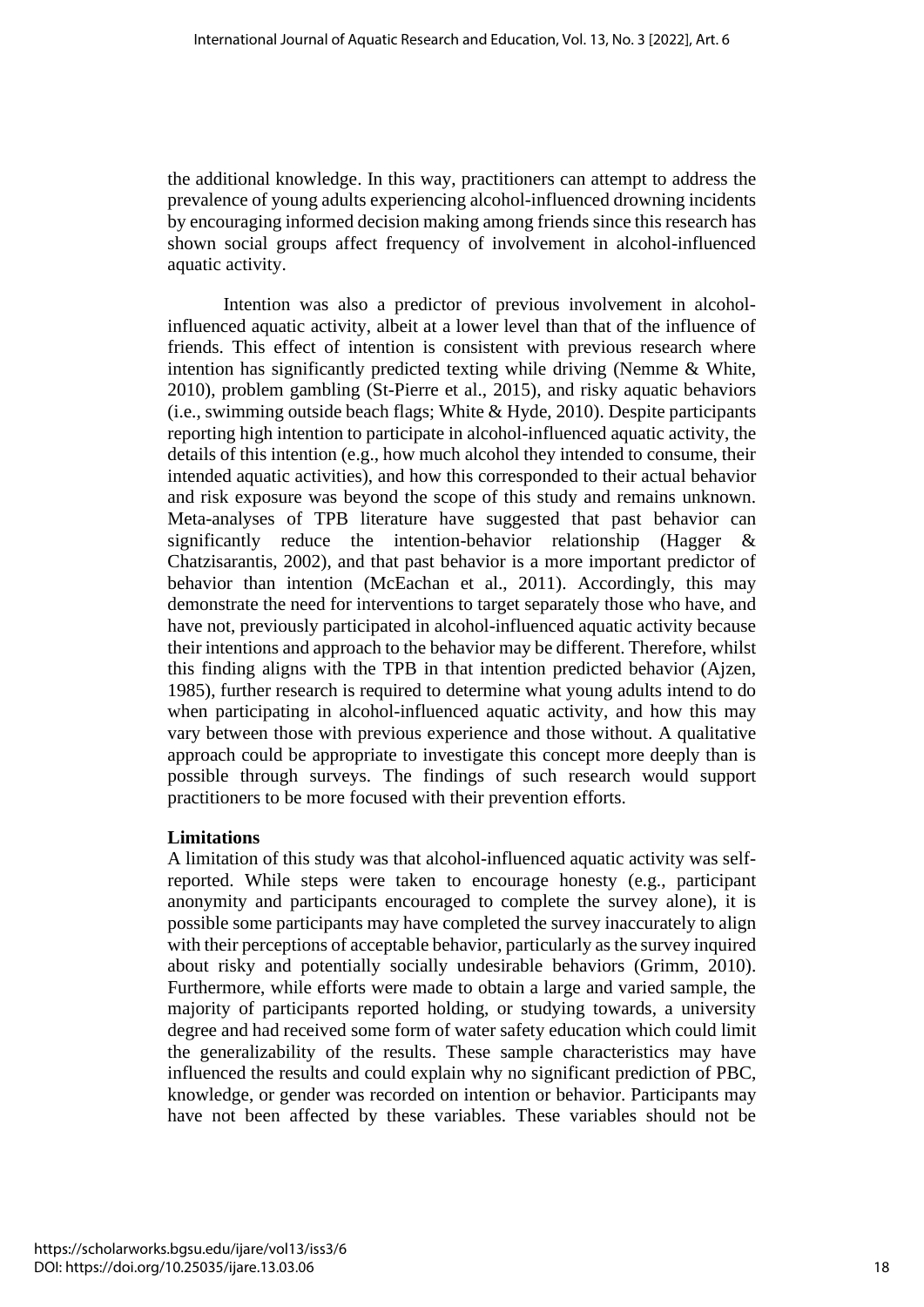the additional knowledge. In this way, practitioners can attempt to address the prevalence of young adults experiencing alcohol-influenced drowning incidents by encouraging informed decision making among friends since this research has shown social groups affect frequency of involvement in alcohol-influenced aquatic activity.

Intention was also a predictor of previous involvement in alcohol-influenced aquatic activity, albeit at a lower level than that of the influence of friends. This effect of intention is consistent with previous research where intention has significantly predicted texting while driving (Nemme & White, 2010), problem gambling (St-Pierre et al., 2015), and risky aquatic behaviors (i.e., swimming outside beach flags; White & Hyde, 2010). Despite participants reporting high intention to participate in alcohol-influenced aquatic activity, the details of this intention (e.g., how much alcohol they intended to consume, their intended aquatic activities), and how this corresponded to their actual behavior and risk exposure was beyond the scope of this study and remains unknown. Meta-analyses of TPB literature have suggested that past behavior can significantly reduce the intention-behavior relationship (Hagger & Chatzisarantis, 2002), and that past behavior is a more important predictor of behavior than intention (McEachan et al., 2011). Accordingly, this may demonstrate the need for interventions to target separately those who have, and have not, previously participated in alcohol-influenced aquatic activity because their intentions and approach to the behavior may be different. Therefore, whilst this finding aligns with the TPB in that intention predicted behavior (Ajzen, 1985), further research is required to determine what young adults intend to do when participating in alcohol-influenced aquatic activity, and how this may vary between those with previous experience and those without. A qualitative approach could be appropriate to investigate this concept more deeply than is possible through surveys. The findings of such research would support practitioners to be more focused with their prevention efforts.

**Limitations**

A limitation of this study was that alcohol-influenced aquatic activity was self-reported. While steps were taken to encourage honesty (e.g., participant anonymity and participants encouraged to complete the survey alone), it is possible some participants may have completed the survey inaccurately to align with their perceptions of acceptable behavior, particularly as the survey inquired about risky and potentially socially undesirable behaviors (Grimm, 2010). Furthermore, while efforts were made to obtain a large and varied sample, the majority of participants reported holding, or studying towards, a university degree and had received some form of water safety education which could limit the generalizability of the results. These sample characteristics may have influenced the results and could explain why no significant prediction of PBC, knowledge, or gender was recorded on intention or behavior. Participants may have not been affected by these variables. These variables should not be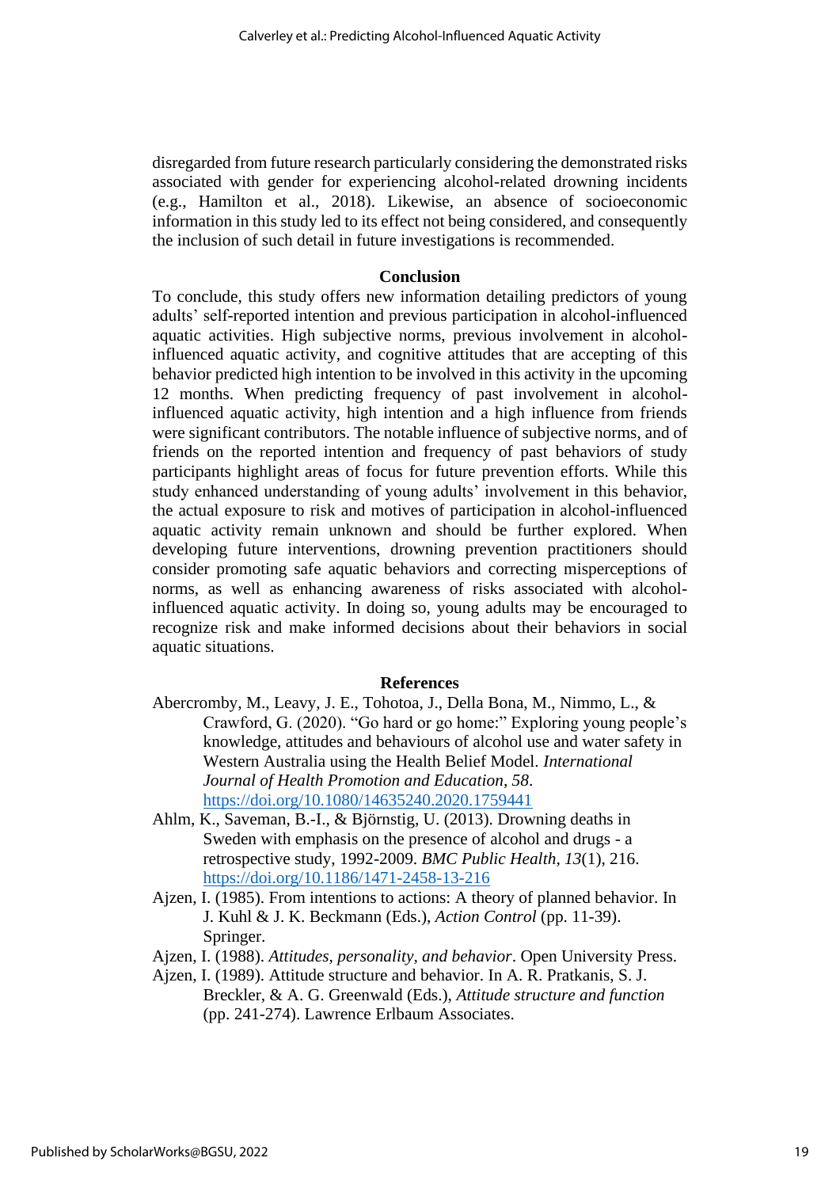disregarded from future research particularly considering the demonstrated risks associated with gender for experiencing alcohol-related drowning incidents (e.g., Hamilton et al., 2018). Likewise, an absence of socioeconomic information in this study led to its effect not being considered, and consequently the inclusion of such detail in future investigations is recommended.

## Conclusion

To conclude, this study offers new information detailing predictors of young adults' self-reported intention and previous participation in alcohol-influenced aquatic activities. High subjective norms, previous involvement in alcohol-influenced aquatic activity, and cognitive attitudes that are accepting of this behavior predicted high intention to be involved in this activity in the upcoming 12 months. When predicting frequency of past involvement in alcohol-influenced aquatic activity, high intention and a high influence from friends were significant contributors. The notable influence of subjective norms, and of friends on the reported intention and frequency of past behaviors of study participants highlight areas of focus for future prevention efforts. While this study enhanced understanding of young adults' involvement in this behavior, the actual exposure to risk and motives of participation in alcohol-influenced aquatic activity remain unknown and should be further explored. When developing future interventions, drowning prevention practitioners should consider promoting safe aquatic behaviors and correcting misperceptions of norms, as well as enhancing awareness of risks associated with alcohol-influenced aquatic activity. In doing so, young adults may be encouraged to recognize risk and make informed decisions about their behaviors in social aquatic situations.

## References

Abercromby, M., Leavy, J. E., Tohotoa, J., Della Bona, M., Nimmo, L., & Crawford, G. (2020). "Go hard or go home:" Exploring young people's knowledge, attitudes and behaviours of alcohol use and water safety in Western Australia using the Health Belief Model. *International Journal of Health Promotion and Education, 58*. https://doi.org/10.1080/14635240.2020.1759441

Ahlm, K., Saveman, B.-I., & Björnstig, U. (2013). Drowning deaths in Sweden with emphasis on the presence of alcohol and drugs - a retrospective study, 1992-2009. *BMC Public Health, 13*(1), 216. https://doi.org/10.1186/1471-2458-13-216

Ajzen, I. (1985). From intentions to actions: A theory of planned behavior. In J. Kuhl & J. K. Beckmann (Eds.), *Action Control* (pp. 11-39). Springer.

Ajzen, I. (1988). *Attitudes, personality, and behavior*. Open University Press.

Ajzen, I. (1989). Attitude structure and behavior. In A. R. Pratkanis, S. J. Breckler, & A. G. Greenwald (Eds.), *Attitude structure and function* (pp. 241-274). Lawrence Erlbaum Associates.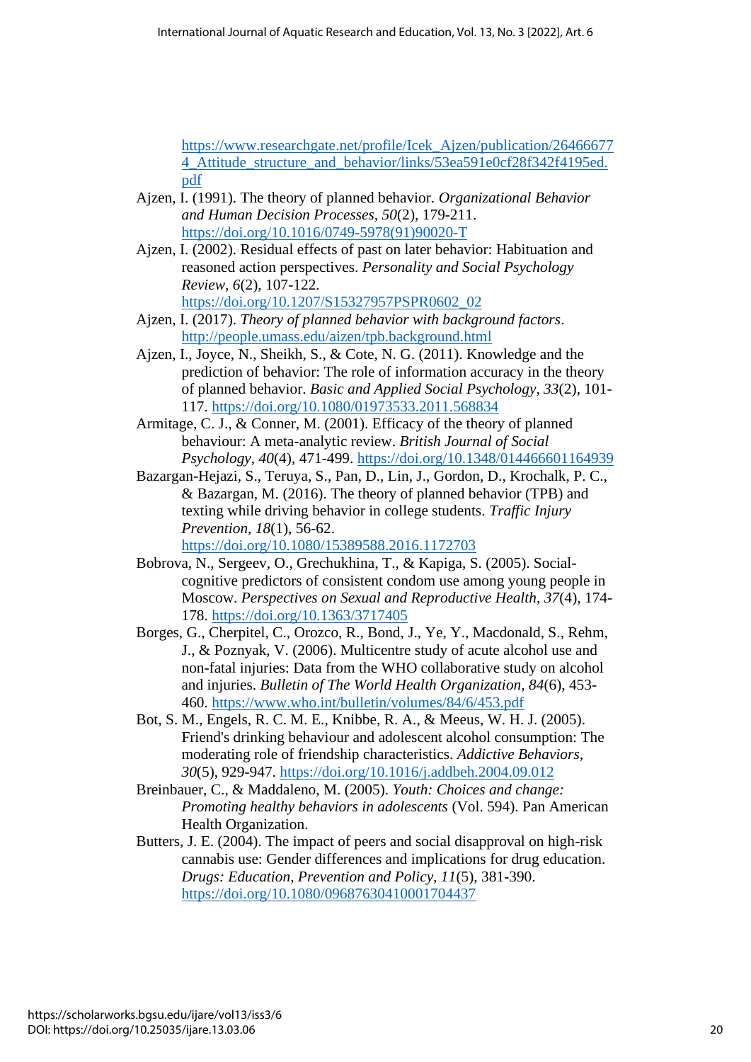https://www.researchgate.net/profile/Icek_Ajzen/publication/264666774_Attitude_structure_and_behavior/links/53ea591e0cf28f342f4195ed.pdf

Ajzen, I. (1991). The theory of planned behavior. *Organizational Behavior and Human Decision Processes*, *50*(2), 179-211. https://doi.org/10.1016/0749-5978(91)90020-T

Ajzen, I. (2002). Residual effects of past on later behavior: Habituation and reasoned action perspectives. *Personality and Social Psychology Review*, *6*(2), 107-122. https://doi.org/10.1207/S15327957PSPR0602_02

Ajzen, I. (2017). *Theory of planned behavior with background factors*. http://people.umass.edu/aizen/tpb.background.html

Ajzen, I., Joyce, N., Sheikh, S., & Cote, N. G. (2011). Knowledge and the prediction of behavior: The role of information accuracy in the theory of planned behavior. *Basic and Applied Social Psychology*, *33*(2), 101-117. https://doi.org/10.1080/01973533.2011.568834

Armitage, C. J., & Conner, M. (2001). Efficacy of the theory of planned behaviour: A meta-analytic review. *British Journal of Social Psychology*, *40*(4), 471-499. https://doi.org/10.1348/014466601164939

Bazargan-Hejazi, S., Teruya, S., Pan, D., Lin, J., Gordon, D., Krochalk, P. C., & Bazargan, M. (2016). The theory of planned behavior (TPB) and texting while driving behavior in college students. *Traffic Injury Prevention*, *18*(1), 56-62. https://doi.org/10.1080/15389588.2016.1172703

Bobrova, N., Sergeev, O., Grechukhina, T., & Kapiga, S. (2005). Social-cognitive predictors of consistent condom use among young people in Moscow. *Perspectives on Sexual and Reproductive Health*, *37*(4), 174-178. https://doi.org/10.1363/3717405

Borges, G., Cherpitel, C., Orozco, R., Bond, J., Ye, Y., Macdonald, S., Rehm, J., & Poznyak, V. (2006). Multicentre study of acute alcohol use and non-fatal injuries: Data from the WHO collaborative study on alcohol and injuries. *Bulletin of The World Health Organization*, *84*(6), 453-460. https://www.who.int/bulletin/volumes/84/6/453.pdf

Bot, S. M., Engels, R. C. M. E., Knibbe, R. A., & Meeus, W. H. J. (2005). Friend's drinking behaviour and adolescent alcohol consumption: The moderating role of friendship characteristics. *Addictive Behaviors*, *30*(5), 929-947. https://doi.org/10.1016/j.addbeh.2004.09.012

Breinbauer, C., & Maddaleno, M. (2005). *Youth: Choices and change: Promoting healthy behaviors in adolescents* (Vol. 594). Pan American Health Organization.

Butters, J. E. (2004). The impact of peers and social disapproval on high-risk cannabis use: Gender differences and implications for drug education. *Drugs: Education, Prevention and Policy*, *11*(5), 381-390. https://doi.org/10.1080/09687630410001704437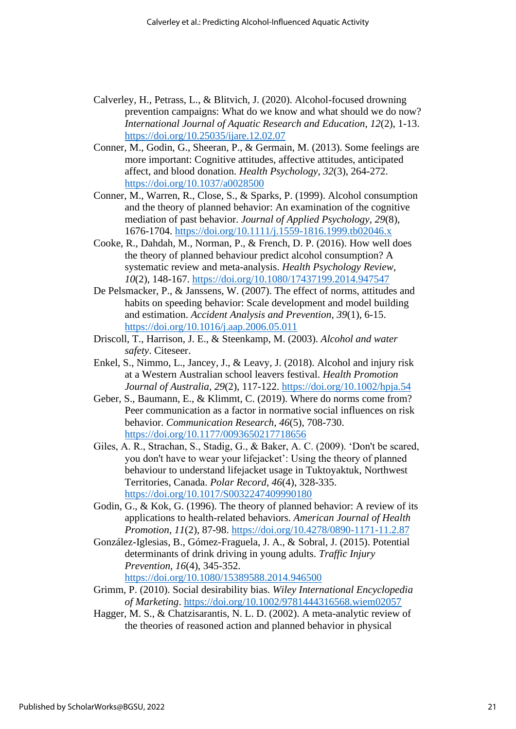Calverley, H., Petrass, L., & Blitvich, J. (2020). Alcohol-focused drowning prevention campaigns: What do we know and what should we do now? *International Journal of Aquatic Research and Education, 12*(2), 1-13. https://doi.org/10.25035/ijare.12.02.07

Conner, M., Godin, G., Sheeran, P., & Germain, M. (2013). Some feelings are more important: Cognitive attitudes, affective attitudes, anticipated affect, and blood donation. *Health Psychology, 32*(3), 264-272. https://doi.org/10.1037/a0028500

Conner, M., Warren, R., Close, S., & Sparks, P. (1999). Alcohol consumption and the theory of planned behavior: An examination of the cognitive mediation of past behavior. *Journal of Applied Psychology, 29*(8), 1676-1704. https://doi.org/10.1111/j.1559-1816.1999.tb02046.x

Cooke, R., Dahdah, M., Norman, P., & French, D. P. (2016). How well does the theory of planned behaviour predict alcohol consumption? A systematic review and meta-analysis. *Health Psychology Review, 10*(2), 148-167. https://doi.org/10.1080/17437199.2014.947547

De Pelsmacker, P., & Janssens, W. (2007). The effect of norms, attitudes and habits on speeding behavior: Scale development and model building and estimation. *Accident Analysis and Prevention, 39*(1), 6-15. https://doi.org/10.1016/j.aap.2006.05.011

Driscoll, T., Harrison, J. E., & Steenkamp, M. (2003). *Alcohol and water safety*. Citeseer.

Enkel, S., Nimmo, L., Jancey, J., & Leavy, J. (2018). Alcohol and injury risk at a Western Australian school leavers festival. *Health Promotion Journal of Australia, 29*(2), 117-122. https://doi.org/10.1002/hpja.54

Geber, S., Baumann, E., & Klimmt, C. (2019). Where do norms come from? Peer communication as a factor in normative social influences on risk behavior. *Communication Research, 46*(5), 708-730. https://doi.org/10.1177/0093650217718656

Giles, A. R., Strachan, S., Stadig, G., & Baker, A. C. (2009). 'Don't be scared, you don't have to wear your lifejacket': Using the theory of planned behaviour to understand lifejacket usage in Tuktoyaktuk, Northwest Territories, Canada. *Polar Record, 46*(4), 328-335. https://doi.org/10.1017/S0032247409990180

Godin, G., & Kok, G. (1996). The theory of planned behavior: A review of its applications to health-related behaviors. *American Journal of Health Promotion, 11*(2), 87-98. https://doi.org/10.4278/0890-1171-11.2.87

González-Iglesias, B., Gómez-Fraguela, J. A., & Sobral, J. (2015). Potential determinants of drink driving in young adults. *Traffic Injury Prevention, 16*(4), 345-352. https://doi.org/10.1080/15389588.2014.946500

Grimm, P. (2010). Social desirability bias. *Wiley International Encyclopedia of Marketing*. https://doi.org/10.1002/9781444316568.wiem02057

Hagger, M. S., & Chatzisarantis, N. L. D. (2002). A meta-analytic review of the theories of reasoned action and planned behavior in physical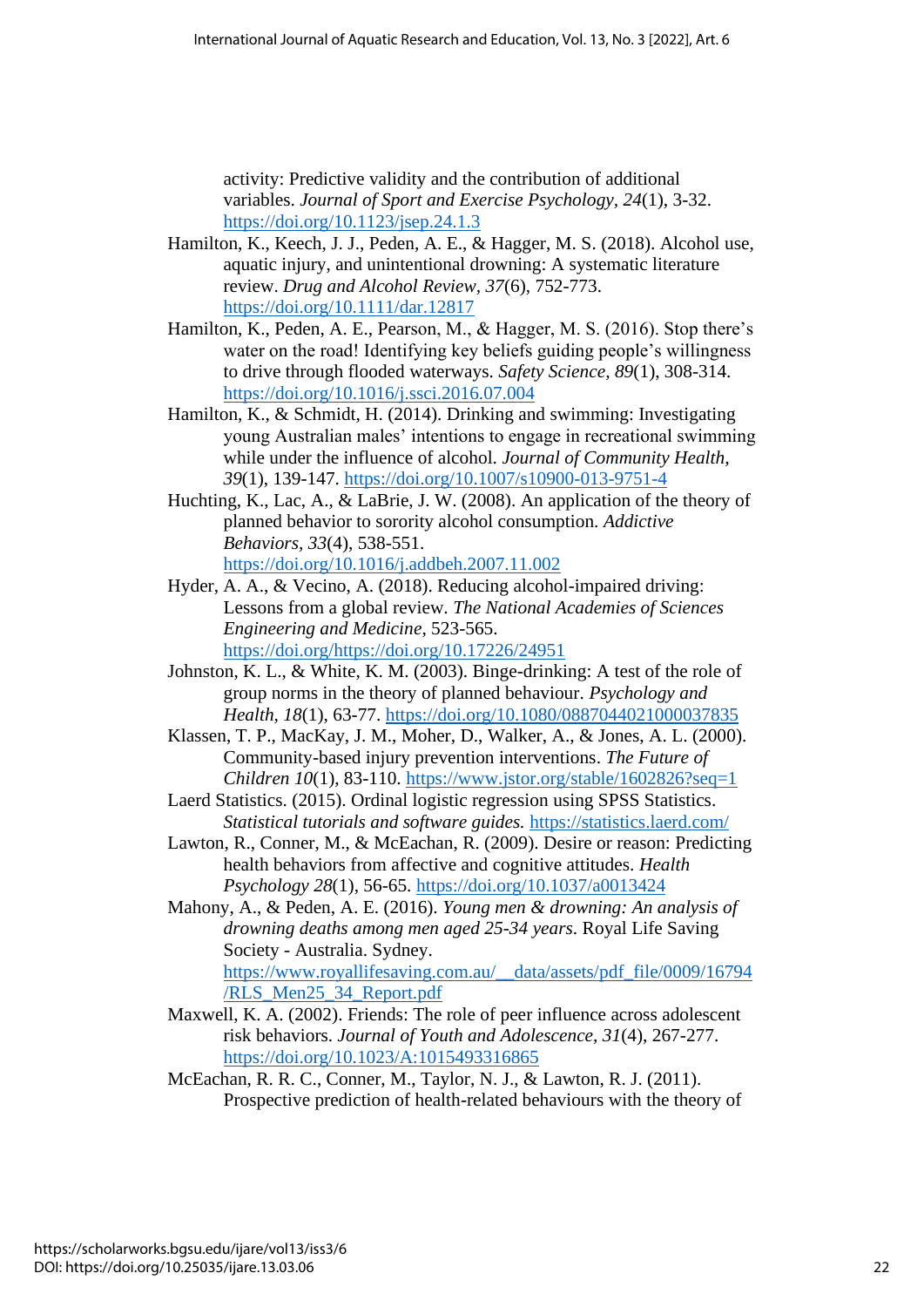activity: Predictive validity and the contribution of additional variables. *Journal of Sport and Exercise Psychology*, *24*(1), 3-32. https://doi.org/10.1123/jsep.24.1.3

Hamilton, K., Keech, J. J., Peden, A. E., & Hagger, M. S. (2018). Alcohol use, aquatic injury, and unintentional drowning: A systematic literature review. *Drug and Alcohol Review*, *37*(6), 752-773. https://doi.org/10.1111/dar.12817

Hamilton, K., Peden, A. E., Pearson, M., & Hagger, M. S. (2016). Stop there's water on the road! Identifying key beliefs guiding people's willingness to drive through flooded waterways. *Safety Science*, *89*(1), 308-314. https://doi.org/10.1016/j.ssci.2016.07.004

Hamilton, K., & Schmidt, H. (2014). Drinking and swimming: Investigating young Australian males' intentions to engage in recreational swimming while under the influence of alcohol. *Journal of Community Health*, *39*(1), 139-147. https://doi.org/10.1007/s10900-013-9751-4

Huchting, K., Lac, A., & LaBrie, J. W. (2008). An application of the theory of planned behavior to sorority alcohol consumption. *Addictive Behaviors*, *33*(4), 538-551. https://doi.org/10.1016/j.addbeh.2007.11.002

Hyder, A. A., & Vecino, A. (2018). Reducing alcohol-impaired driving: Lessons from a global review. *The National Academies of Sciences Engineering and Medicine*, 523-565. https://doi.org/https://doi.org/10.17226/24951

Johnston, K. L., & White, K. M. (2003). Binge-drinking: A test of the role of group norms in the theory of planned behaviour. *Psychology and Health*, *18*(1), 63-77. https://doi.org/10.1080/0887044021000037835

Klassen, T. P., MacKay, J. M., Moher, D., Walker, A., & Jones, A. L. (2000). Community-based injury prevention interventions. *The Future of Children 10*(1), 83-110. https://www.jstor.org/stable/1602826?seq=1

Laerd Statistics. (2015). Ordinal logistic regression using SPSS Statistics. *Statistical tutorials and software guides.* https://statistics.laerd.com/

Lawton, R., Conner, M., & McEachan, R. (2009). Desire or reason: Predicting health behaviors from affective and cognitive attitudes. *Health Psychology 28*(1), 56-65. https://doi.org/10.1037/a0013424

Mahony, A., & Peden, A. E. (2016). *Young men & drowning: An analysis of drowning deaths among men aged 25-34 years*. Royal Life Saving Society - Australia. Sydney. https://www.royallifesaving.com.au/__data/assets/pdf_file/0009/16794/RLS_Men25_34_Report.pdf

Maxwell, K. A. (2002). Friends: The role of peer influence across adolescent risk behaviors. *Journal of Youth and Adolescence*, *31*(4), 267-277. https://doi.org/10.1023/A:1015493316865

McEachan, R. R. C., Conner, M., Taylor, N. J., & Lawton, R. J. (2011). Prospective prediction of health-related behaviours with the theory of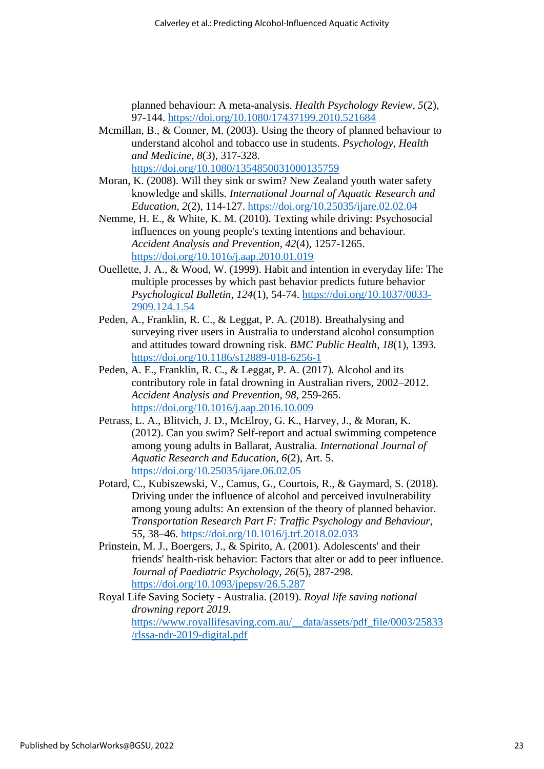planned behaviour: A meta-analysis. *Health Psychology Review, 5*(2), 97-144. https://doi.org/10.1080/17437199.2010.521684

Mcmillan, B., & Conner, M. (2003). Using the theory of planned behaviour to understand alcohol and tobacco use in students. *Psychology, Health and Medicine, 8*(3), 317-328. https://doi.org/10.1080/1354850031000135759

Moran, K. (2008). Will they sink or swim? New Zealand youth water safety knowledge and skills. *International Journal of Aquatic Research and Education, 2*(2), 114-127. https://doi.org/10.25035/ijare.02.02.04

Nemme, H. E., & White, K. M. (2010). Texting while driving: Psychosocial influences on young people's texting intentions and behaviour. *Accident Analysis and Prevention, 42*(4), 1257-1265. https://doi.org/10.1016/j.aap.2010.01.019

Ouellette, J. A., & Wood, W. (1999). Habit and intention in everyday life: The multiple processes by which past behavior predicts future behavior *Psychological Bulletin, 124*(1), 54-74. https://doi.org/10.1037/0033-2909.124.1.54

Peden, A., Franklin, R. C., & Leggat, P. A. (2018). Breathalysing and surveying river users in Australia to understand alcohol consumption and attitudes toward drowning risk. *BMC Public Health, 18*(1), 1393. https://doi.org/10.1186/s12889-018-6256-1

Peden, A. E., Franklin, R. C., & Leggat, P. A. (2017). Alcohol and its contributory role in fatal drowning in Australian rivers, 2002–2012. *Accident Analysis and Prevention, 98*, 259-265. https://doi.org/10.1016/j.aap.2016.10.009

Petrass, L. A., Blitvich, J. D., McElroy, G. K., Harvey, J., & Moran, K. (2012). Can you swim? Self-report and actual swimming competence among young adults in Ballarat, Australia. *International Journal of Aquatic Research and Education, 6*(2), Art. 5. https://doi.org/10.25035/ijare.06.02.05

Potard, C., Kubiszewski, V., Camus, G., Courtois, R., & Gaymard, S. (2018). Driving under the influence of alcohol and perceived invulnerability among young adults: An extension of the theory of planned behavior. *Transportation Research Part F: Traffic Psychology and Behaviour, 55*, 38–46. https://doi.org/10.1016/j.trf.2018.02.033

Prinstein, M. J., Boergers, J., & Spirito, A. (2001). Adolescents' and their friends' health-risk behavior: Factors that alter or add to peer influence. *Journal of Paediatric Psychology, 26*(5), 287-298. https://doi.org/10.1093/jpepsy/26.5.287

Royal Life Saving Society - Australia. (2019). *Royal life saving national drowning report 2019*. https://www.royallifesaving.com.au/__data/assets/pdf_file/0003/25833/rlssa-ndr-2019-digital.pdf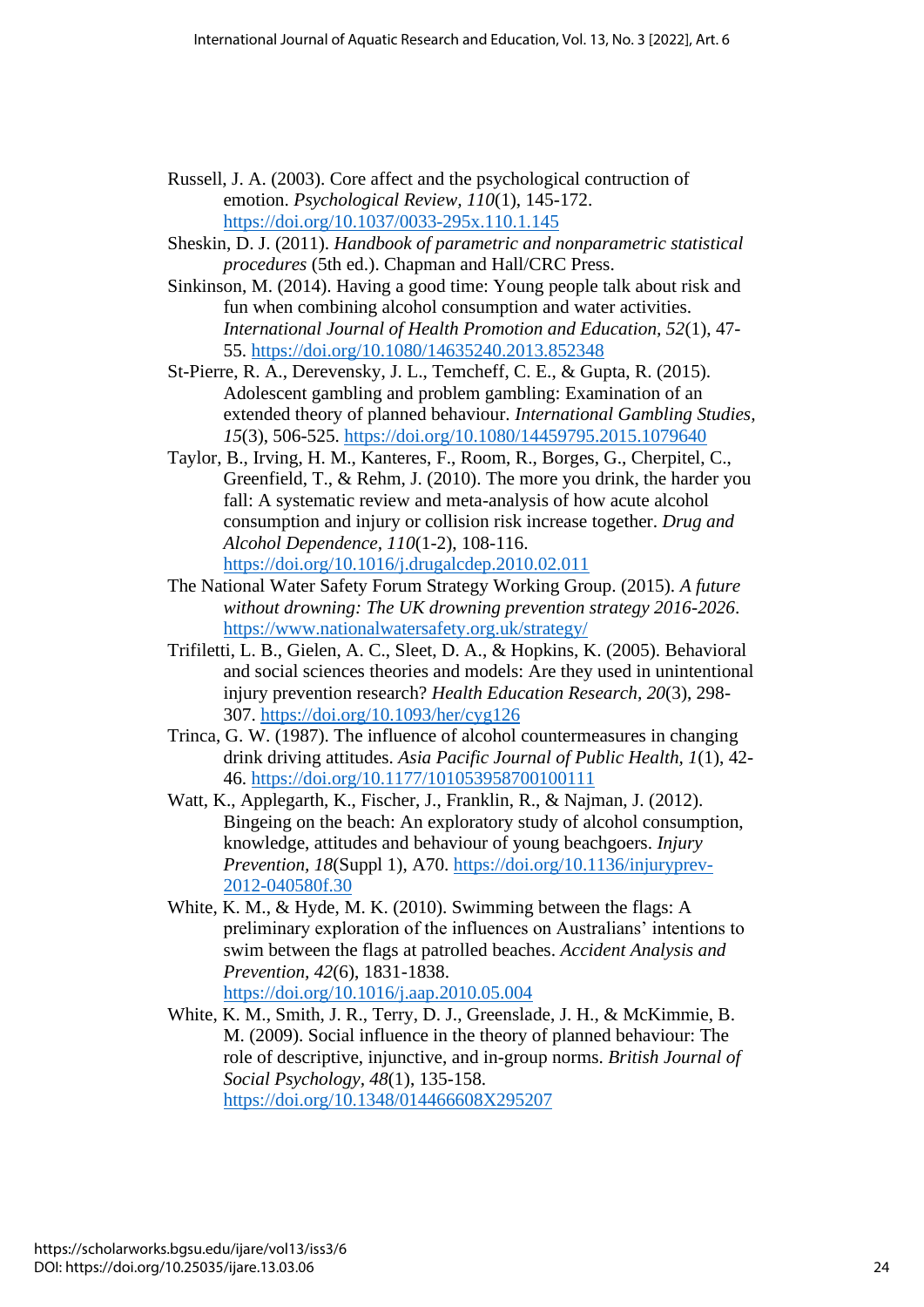Russell, J. A. (2003). Core affect and the psychological contruction of emotion. *Psychological Review, 110*(1), 145-172. https://doi.org/10.1037/0033-295x.110.1.145

Sheskin, D. J. (2011). *Handbook of parametric and nonparametric statistical procedures* (5th ed.). Chapman and Hall/CRC Press.

Sinkinson, M. (2014). Having a good time: Young people talk about risk and fun when combining alcohol consumption and water activities. *International Journal of Health Promotion and Education, 52*(1), 47-55. https://doi.org/10.1080/14635240.2013.852348

St-Pierre, R. A., Derevensky, J. L., Temcheff, C. E., & Gupta, R. (2015). Adolescent gambling and problem gambling: Examination of an extended theory of planned behaviour. *International Gambling Studies, 15*(3), 506-525. https://doi.org/10.1080/14459795.2015.1079640

Taylor, B., Irving, H. M., Kanteres, F., Room, R., Borges, G., Cherpitel, C., Greenfield, T., & Rehm, J. (2010). The more you drink, the harder you fall: A systematic review and meta-analysis of how acute alcohol consumption and injury or collision risk increase together. *Drug and Alcohol Dependence, 110*(1-2), 108-116. https://doi.org/10.1016/j.drugalcdep.2010.02.011

The National Water Safety Forum Strategy Working Group. (2015). *A future without drowning: The UK drowning prevention strategy 2016-2026*. https://www.nationalwatersafety.org.uk/strategy/

Trifiletti, L. B., Gielen, A. C., Sleet, D. A., & Hopkins, K. (2005). Behavioral and social sciences theories and models: Are they used in unintentional injury prevention research? *Health Education Research, 20*(3), 298-307. https://doi.org/10.1093/her/cyg126

Trinca, G. W. (1987). The influence of alcohol countermeasures in changing drink driving attitudes. *Asia Pacific Journal of Public Health, 1*(1), 42-46. https://doi.org/10.1177/101053958700100111

Watt, K., Applegarth, K., Fischer, J., Franklin, R., & Najman, J. (2012). Bingeing on the beach: An exploratory study of alcohol consumption, knowledge, attitudes and behaviour of young beachgoers. *Injury Prevention, 18*(Suppl 1), A70. https://doi.org/10.1136/injuryprev-2012-040580f.30

White, K. M., & Hyde, M. K. (2010). Swimming between the flags: A preliminary exploration of the influences on Australians' intentions to swim between the flags at patrolled beaches. *Accident Analysis and Prevention, 42*(6), 1831-1838. https://doi.org/10.1016/j.aap.2010.05.004

White, K. M., Smith, J. R., Terry, D. J., Greenslade, J. H., & McKimmie, B. M. (2009). Social influence in the theory of planned behaviour: The role of descriptive, injunctive, and in-group norms. *British Journal of Social Psychology, 48*(1), 135-158. https://doi.org/10.1348/014466608X295207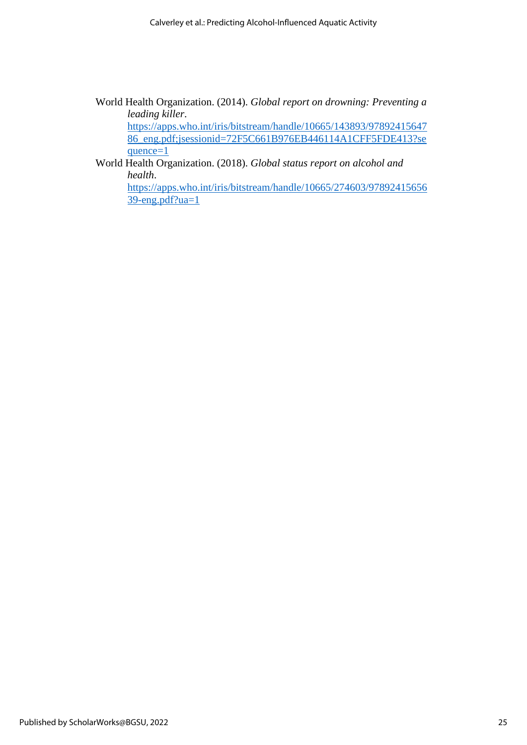World Health Organization. (2014). *Global report on drowning: Preventing a leading killer*. https://apps.who.int/iris/bitstream/handle/10665/143893/9789241564786_eng.pdf;jsessionid=72F5C661B976EB446114A1CFF5FDE413?sequence=1

World Health Organization. (2018). *Global status report on alcohol and health*. https://apps.who.int/iris/bitstream/handle/10665/274603/9789241565639-eng.pdf?ua=1